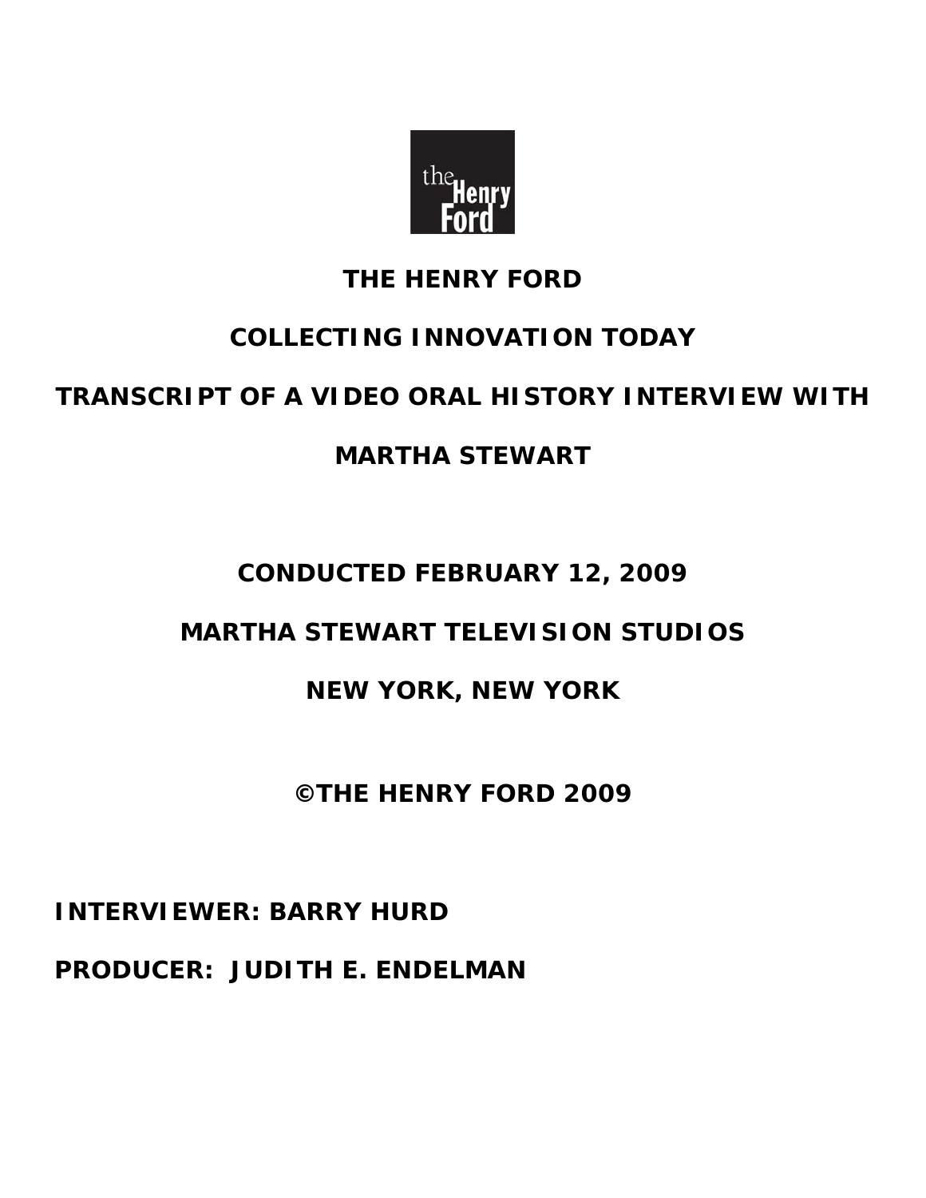# THE HENRY FORD

## COLLECTING INNOVATION TODAY

## TRANSCRIPT OF A VIDEO ORAL HISTORY INTERVIEW WITH

## MARTHA STEWART

**CONDUCTED FEBRUARY 12, 2009**

**MARTHA STEWART TELEVISION STUDIOS**

**NEW YORK, NEW YORK**

**©THE HENRY FORD 2009**

**INTERVIEWER: BARRY HURD**

**PRODUCER: JUDITH E. ENDELMAN**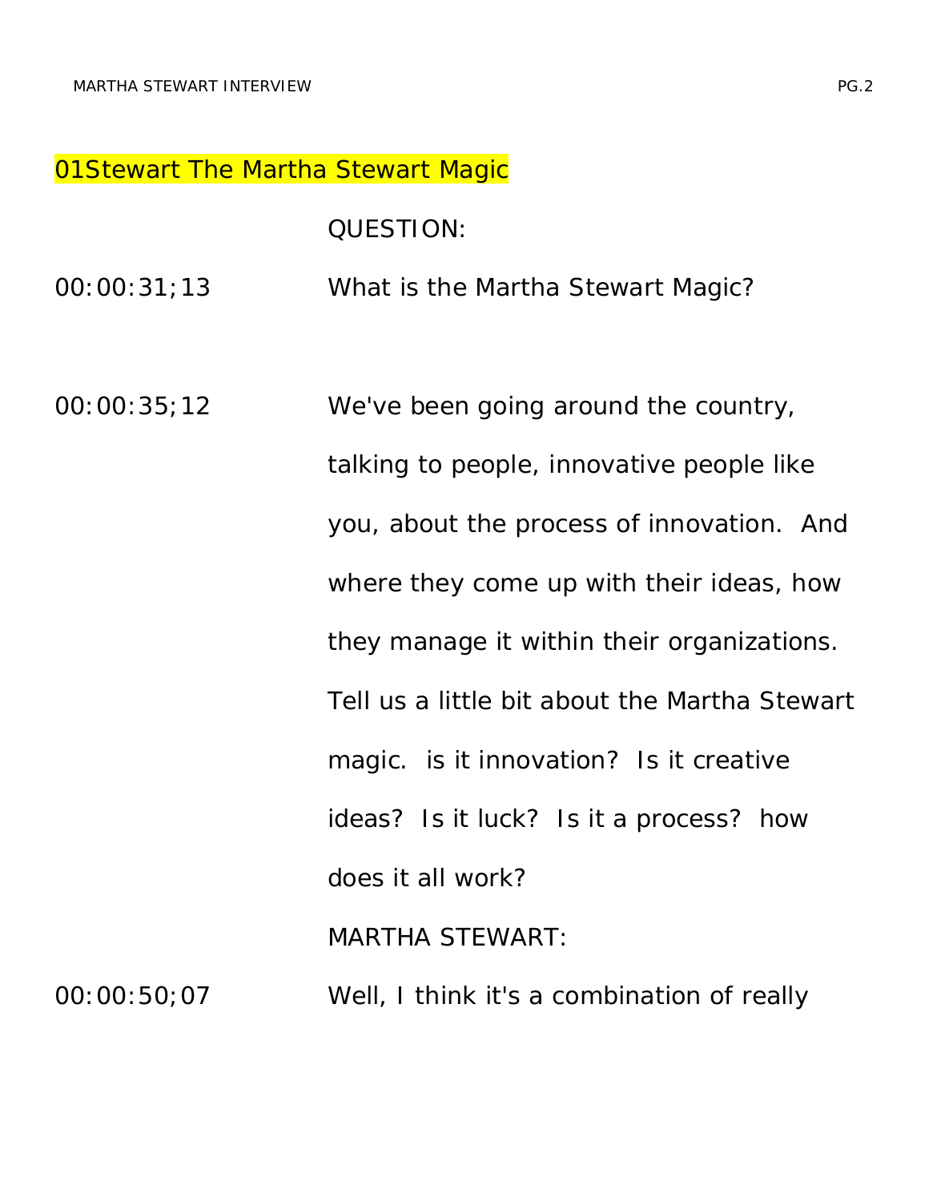01Stewart The Martha Stewart Magic

QUESTION:

00:00:31;13 What is the Martha Stewart Magic?

00:00:35;12 We've been going around the country, talking to people, innovative people like you, about the process of innovation. And where they come up with their ideas, how they manage it within their organizations. Tell us a little bit about the Martha Stewart magic. is it innovation? Is it creative ideas? Is it luck? Is it a process? how does it all work?

MARTHA STEWART:

00:00:50;07 Well, I think it's a combination of really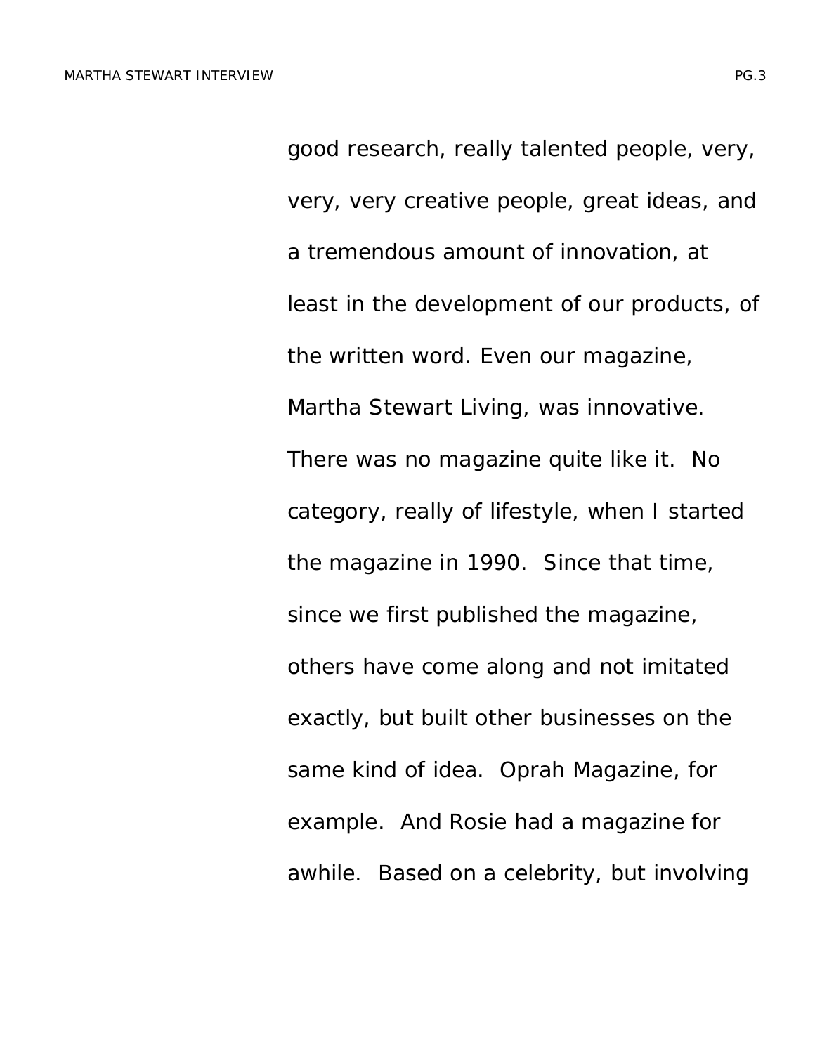good research, really talented people, very, very, very creative people, great ideas, and a tremendous amount of innovation, at least in the development of our products, of the written word. Even our magazine, Martha Stewart Living, was innovative. There was no magazine quite like it. No category, really of lifestyle, when I started the magazine in 1990. Since that time, since we first published the magazine, others have come along and not imitated exactly, but built other businesses on the same kind of idea. Oprah Magazine, for example. And Rosie had a magazine for awhile. Based on a celebrity, but involving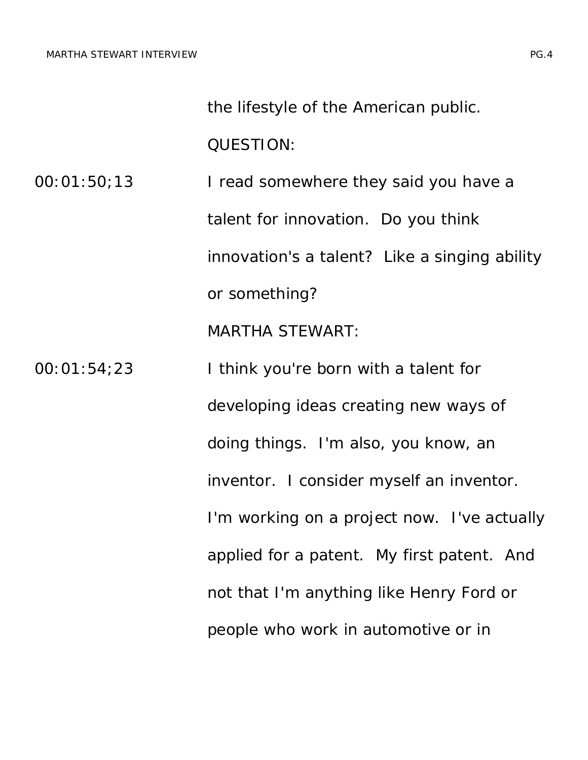the lifestyle of the American public.

QUESTION:

00:01:50;13 I read somewhere they said you have a talent for innovation. Do you think innovation's a talent? Like a singing ability or something?

MARTHA STEWART:

00:01:54;23 I think you're born with a talent for developing ideas creating new ways of doing things. I'm also, you know, an inventor. I consider myself an inventor. I'm working on a project now. I've actually applied for a patent. My first patent. And not that I'm anything like Henry Ford or people who work in automotive or in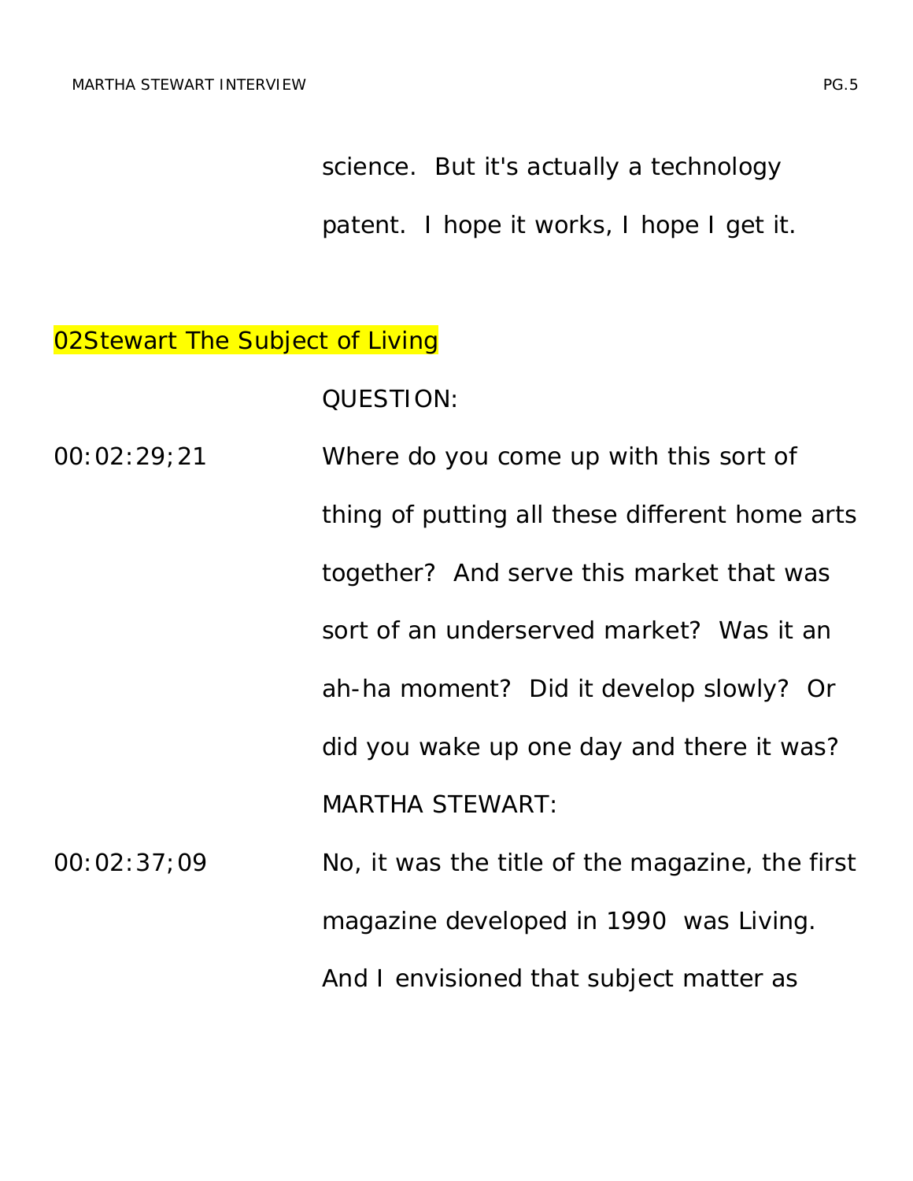science.  But it's actually a technology patent.  I hope it works, I hope I get it.

## 02Stewart The Subject of Living

QUESTION:

00:02:29;21 Where do you come up with this sort of thing of putting all these different home arts together?  And serve this market that was sort of an underserved market?  Was it an ah-ha moment?  Did it develop slowly?  Or did you wake up one day and there it was?

MARTHA STEWART:

00:02:37;09 No, it was the title of the magazine, the first magazine developed in 1990  was Living.  And I envisioned that subject matter as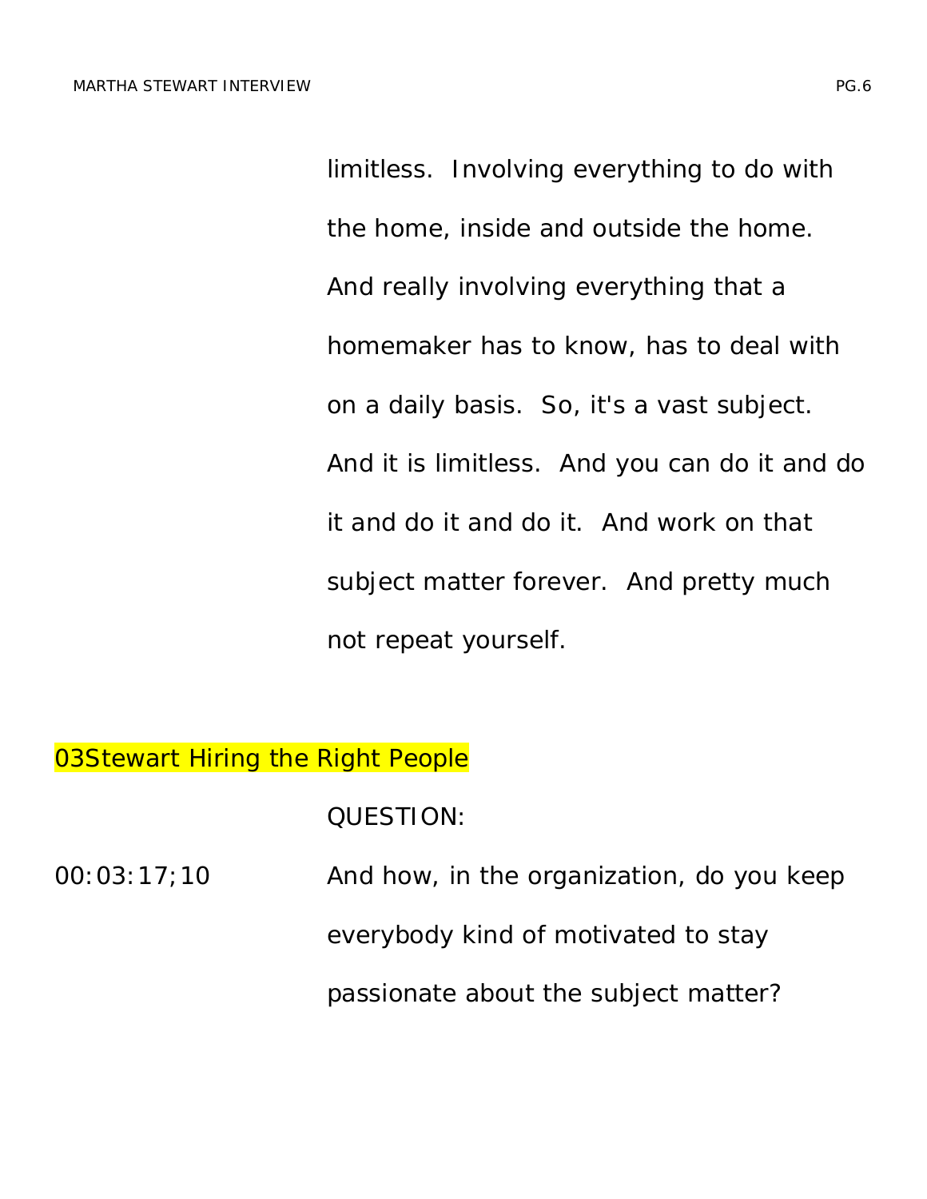limitless. Involving everything to do with the home, inside and outside the home. And really involving everything that a homemaker has to know, has to deal with on a daily basis. So, it's a vast subject. And it is limitless. And you can do it and do it and do it and do it. And work on that subject matter forever. And pretty much not repeat yourself.

## 03Stewart Hiring the Right People

QUESTION:

00:03:17;10 And how, in the organization, do you keep everybody kind of motivated to stay passionate about the subject matter?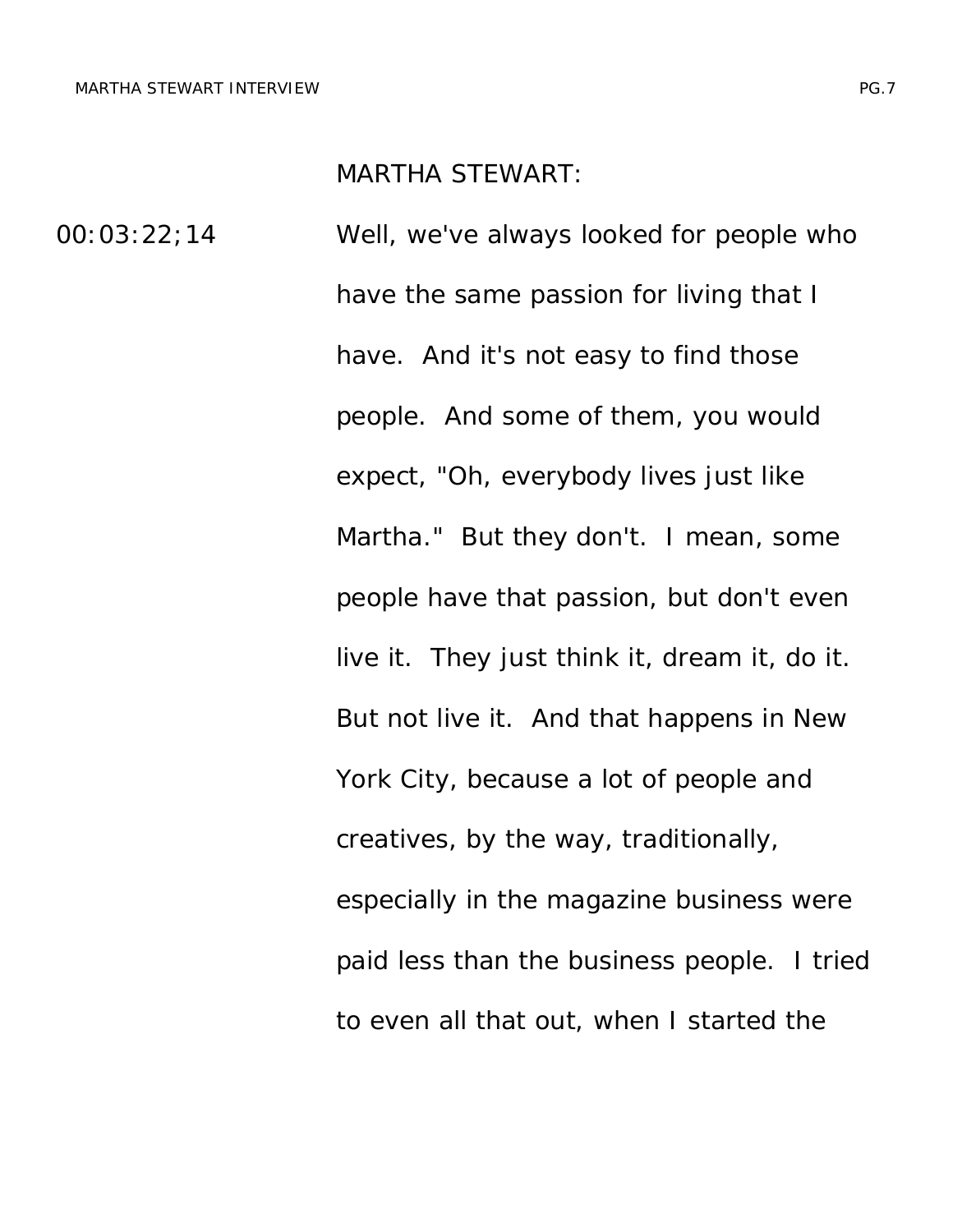MARTHA STEWART:

00:03:22;14 Well, we've always looked for people who have the same passion for living that I have. And it's not easy to find those people. And some of them, you would expect, "Oh, everybody lives just like Martha." But they don't. I mean, some people have that passion, but don't even live it. They just think it, dream it, do it. But not live it. And that happens in New York City, because a lot of people and creatives, by the way, traditionally, especially in the magazine business were paid less than the business people. I tried to even all that out, when I started the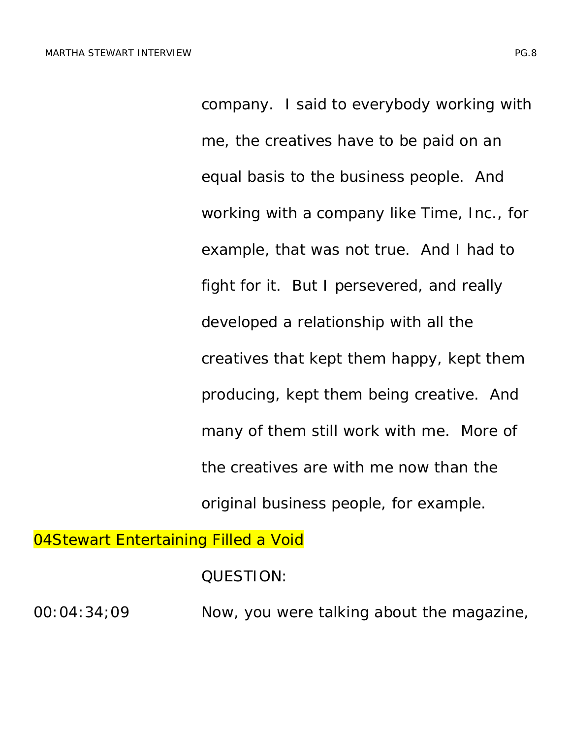company. I said to everybody working with me, the creatives have to be paid on an equal basis to the business people. And working with a company like Time, Inc., for example, that was not true. And I had to fight for it. But I persevered, and really developed a relationship with all the creatives that kept them happy, kept them producing, kept them being creative. And many of them still work with me. More of the creatives are with me now than the original business people, for example.

04Stewart Entertaining Filled a Void

QUESTION:

00:04:34;09 Now, you were talking about the magazine,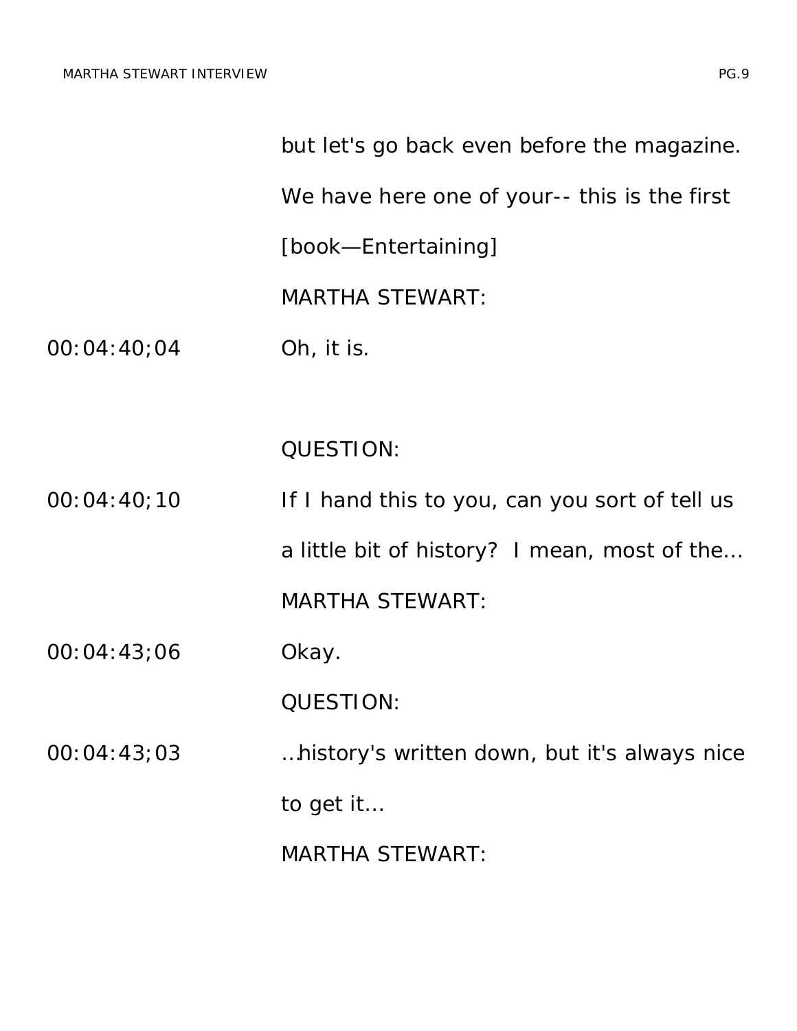but let's go back even before the magazine. We have here one of your-- this is the first [book—Entertaining]

MARTHA STEWART:

00:04:40;04 Oh, it is.

QUESTION:

00:04:40;10 If I hand this to you, can you sort of tell us a little bit of history? I mean, most of the…

MARTHA STEWART:

00:04:43;06 Okay.

QUESTION:

00:04:43;03 …history's written down, but it's always nice to get it…

MARTHA STEWART: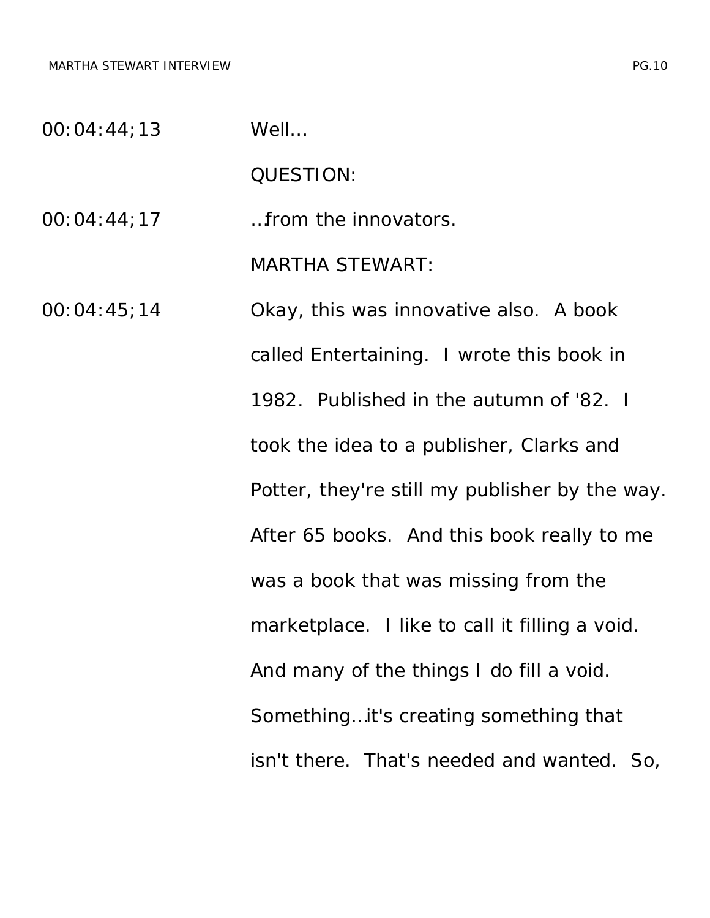00:04:44;13 Well…

QUESTION:

00:04:44;17 …from the innovators.

MARTHA STEWART:

00:04:45;14 Okay, this was innovative also. A book called Entertaining. I wrote this book in 1982. Published in the autumn of '82. I took the idea to a publisher, Clarks and Potter, they're still my publisher by the way. After 65 books. And this book really to me was a book that was missing from the marketplace. I like to call it filling a void. And many of the things I do fill a void. Something…it's creating something that isn't there. That's needed and wanted. So,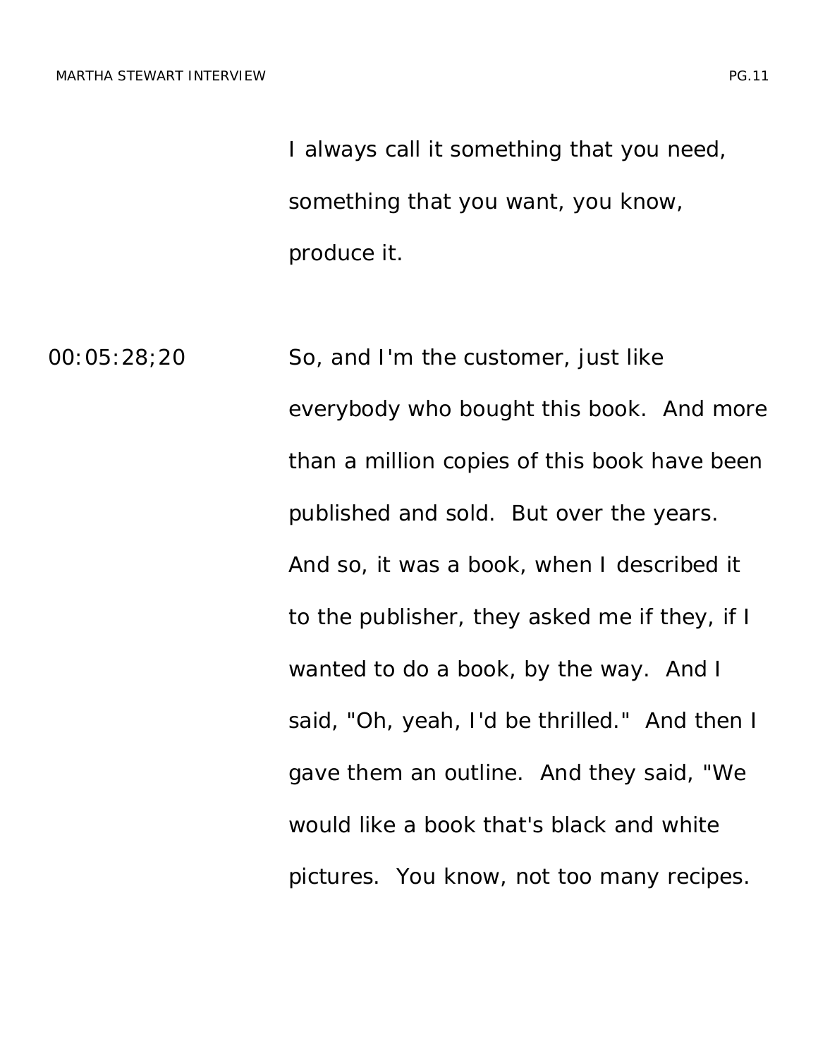I always call it something that you need, something that you want, you know, produce it.

00:05:28;20 So, and I'm the customer, just like everybody who bought this book. And more than a million copies of this book have been published and sold. But over the years. And so, it was a book, when I described it to the publisher, they asked me if they, if I wanted to do a book, by the way. And I said, "Oh, yeah, I'd be thrilled." And then I gave them an outline. And they said, "We would like a book that's black and white pictures. You know, not too many recipes.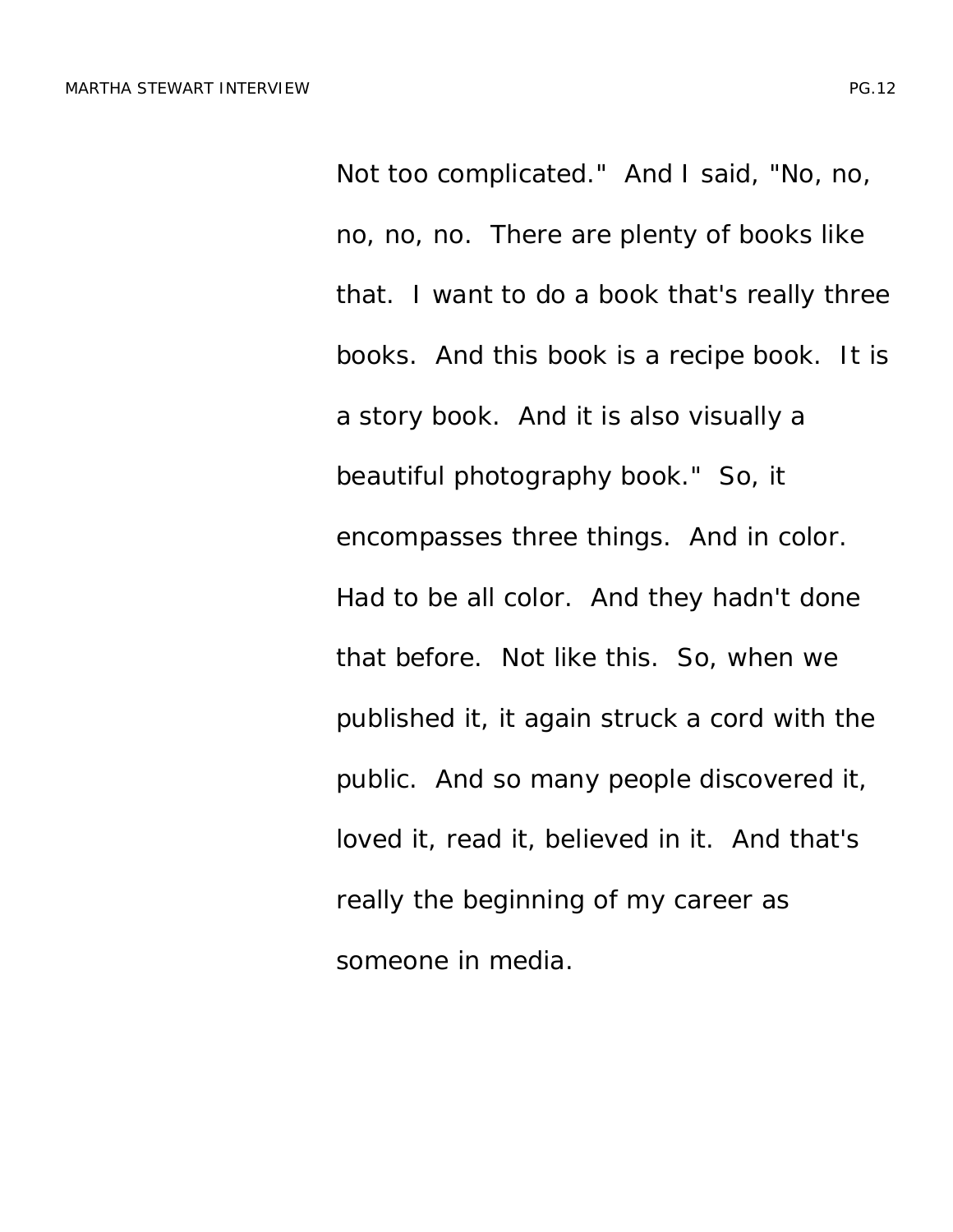Not too complicated." And I said, "No, no, no, no, no. There are plenty of books like that. I want to do a book that's really three books. And this book is a recipe book. It is a story book. And it is also visually a beautiful photography book." So, it encompasses three things. And in color. Had to be all color. And they hadn't done that before. Not like this. So, when we published it, it again struck a cord with the public. And so many people discovered it, loved it, read it, believed in it. And that's really the beginning of my career as someone in media.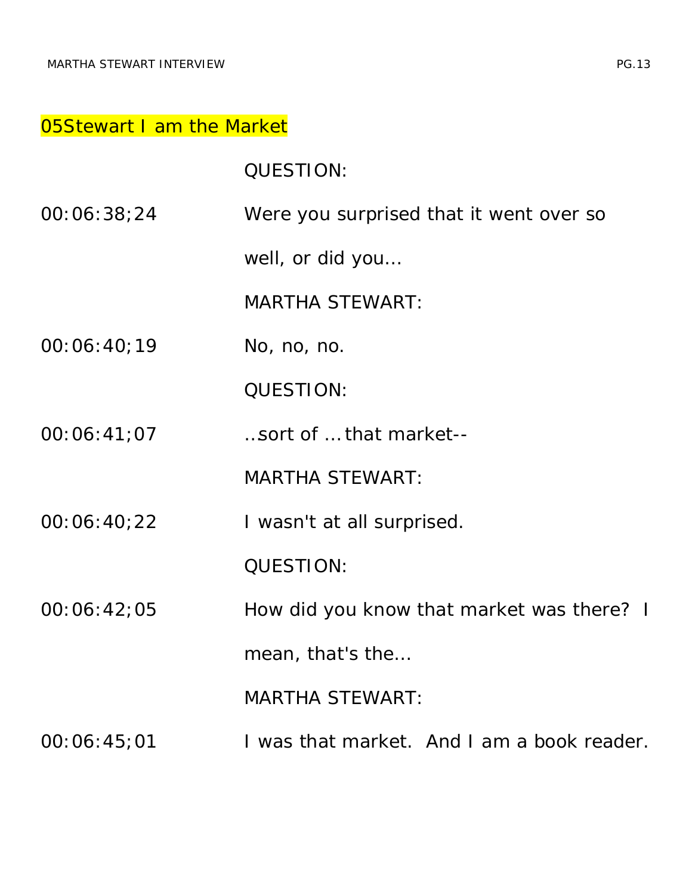05Stewart I am the Market

QUESTION:

00:06:38;24 Were you surprised that it went over so well, or did you…

MARTHA STEWART:

00:06:40;19 No, no, no.

QUESTION:

00:06:41;07 ..sort of … that market--

MARTHA STEWART:

00:06:40;22 I wasn't at all surprised.

QUESTION:

00:06:42;05 How did you know that market was there? I mean, that's the…

MARTHA STEWART:

00:06:45;01 I was that market. And I am a book reader.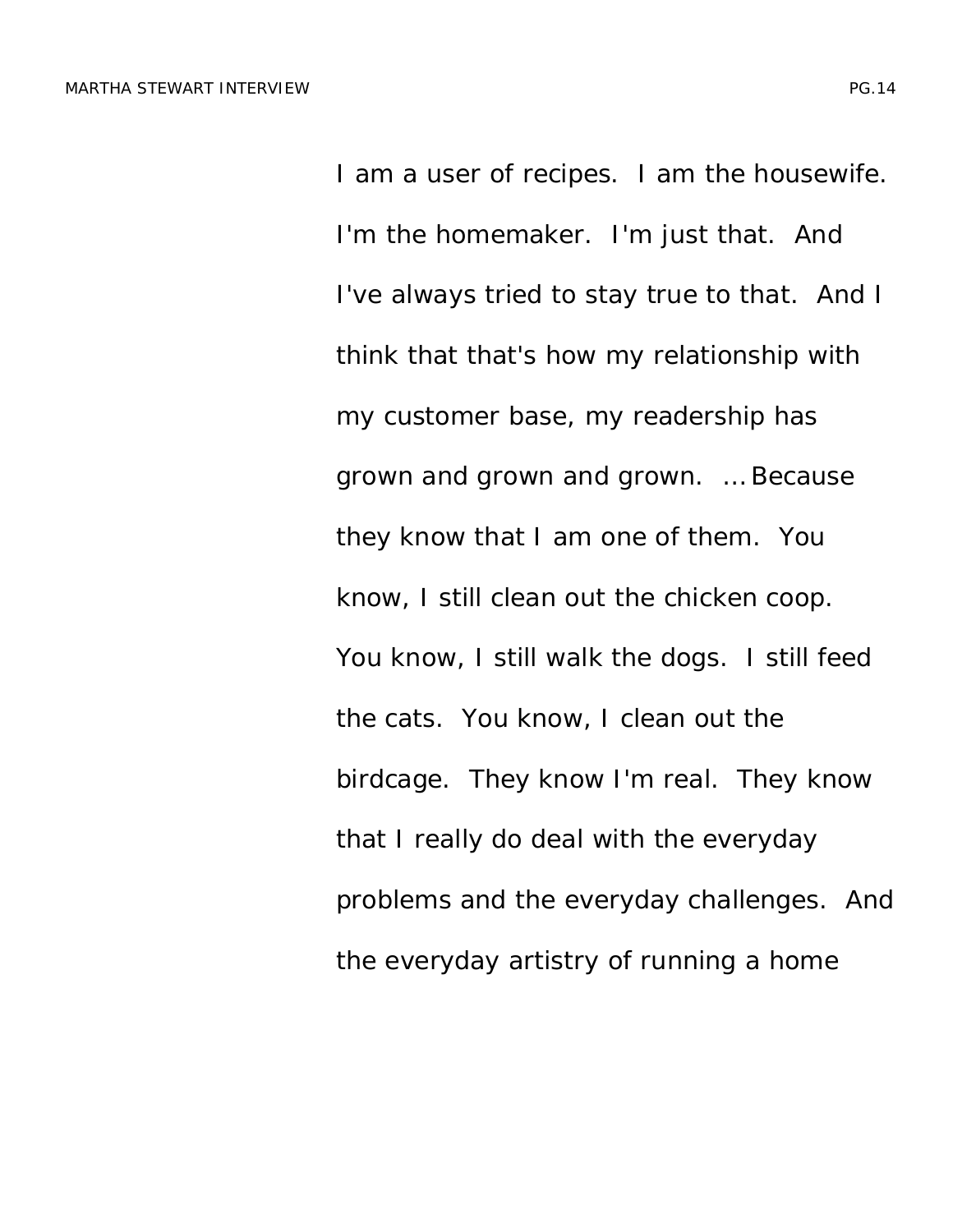I am a user of recipes. I am the housewife. I'm the homemaker. I'm just that. And I've always tried to stay true to that. And I think that that's how my relationship with my customer base, my readership has grown and grown and grown. …Because they know that I am one of them. You know, I still clean out the chicken coop. You know, I still walk the dogs. I still feed the cats. You know, I clean out the birdcage. They know I'm real. They know that I really do deal with the everyday problems and the everyday challenges. And the everyday artistry of running a home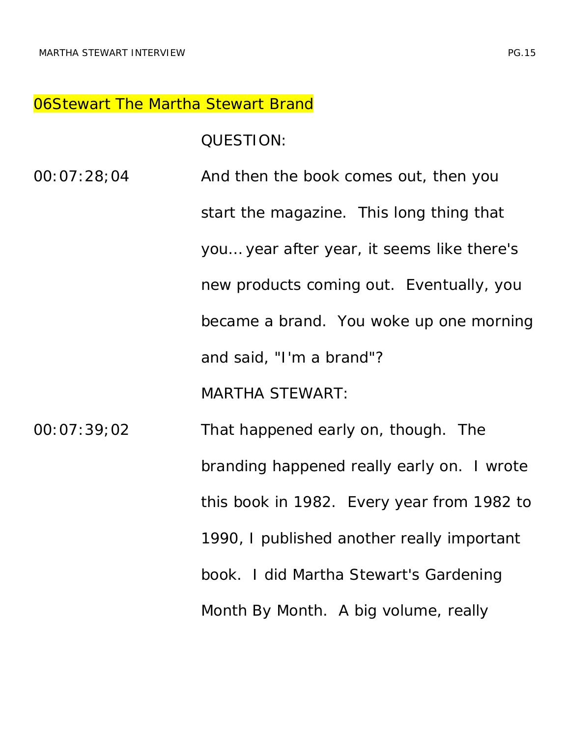## 06Stewart The Martha Stewart Brand

QUESTION:

00:07:28;04 And then the book comes out, then you start the magazine. This long thing that you... year after year, it seems like there's new products coming out. Eventually, you became a brand. You woke up one morning and said, "I'm a brand"?

MARTHA STEWART:

00:07:39;02 That happened early on, though. The branding happened really early on. I wrote this book in 1982. Every year from 1982 to 1990, I published another really important book. I did Martha Stewart's Gardening Month By Month. A big volume, really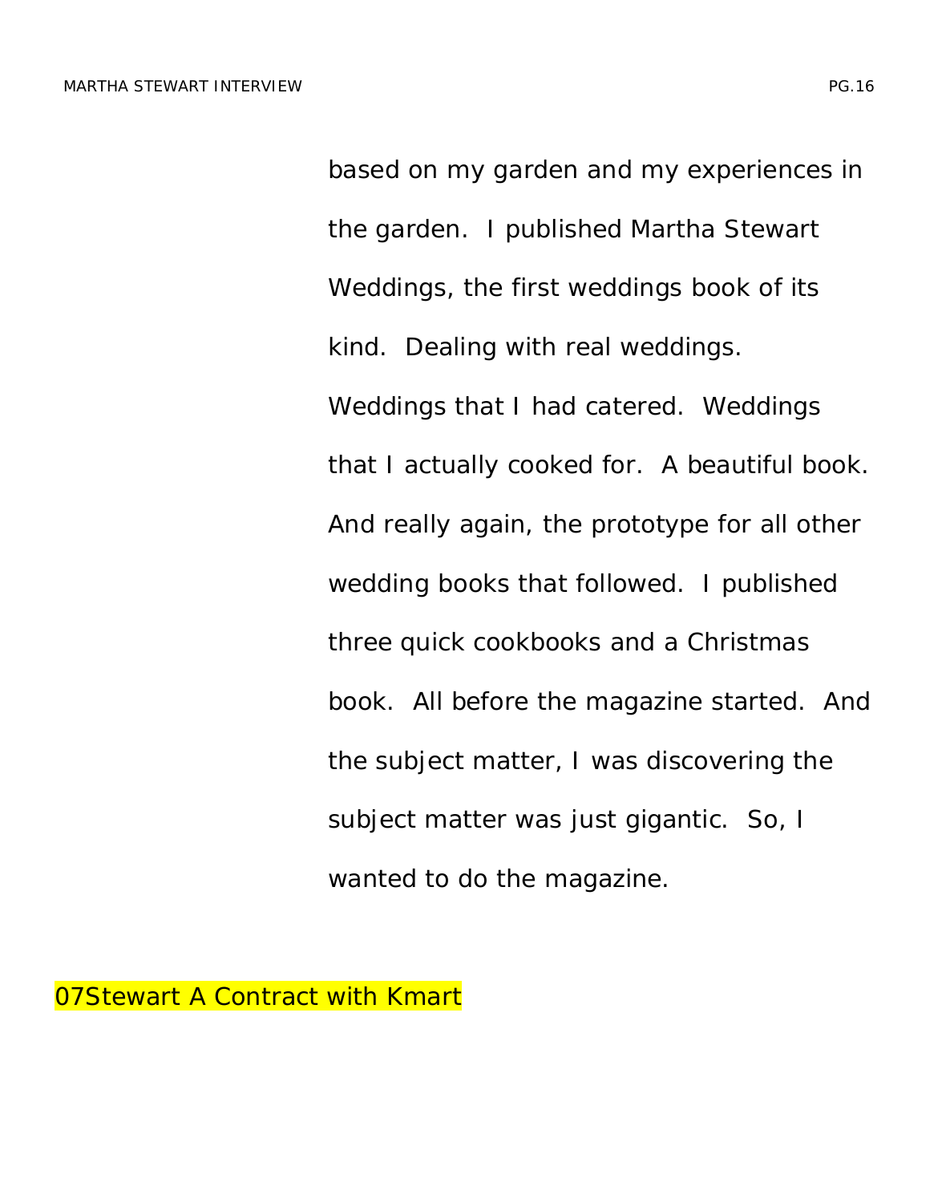based on my garden and my experiences in the garden. I published Martha Stewart Weddings, the first weddings book of its kind. Dealing with real weddings. Weddings that I had catered. Weddings that I actually cooked for. A beautiful book. And really again, the prototype for all other wedding books that followed. I published three quick cookbooks and a Christmas book. All before the magazine started. And the subject matter, I was discovering the subject matter was just gigantic. So, I wanted to do the magazine.

07Stewart A Contract with Kmart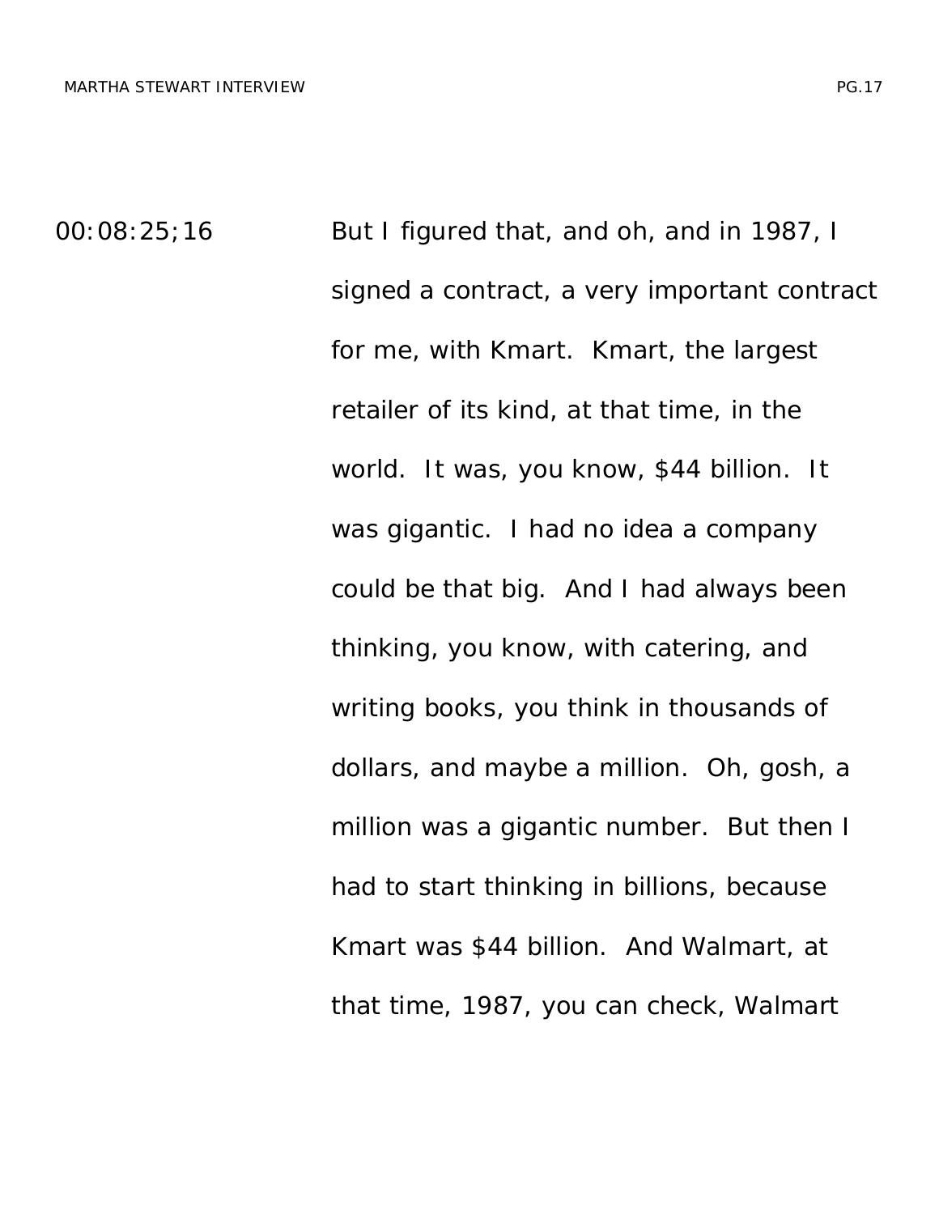00:08:25;16 But I figured that, and oh, and in 1987, I signed a contract, a very important contract for me, with Kmart. Kmart, the largest retailer of its kind, at that time, in the world. It was, you know, $44 billion. It was gigantic. I had no idea a company could be that big. And I had always been thinking, you know, with catering, and writing books, you think in thousands of dollars, and maybe a million. Oh, gosh, a million was a gigantic number. But then I had to start thinking in billions, because Kmart was $44 billion. And Walmart, at that time, 1987, you can check, Walmart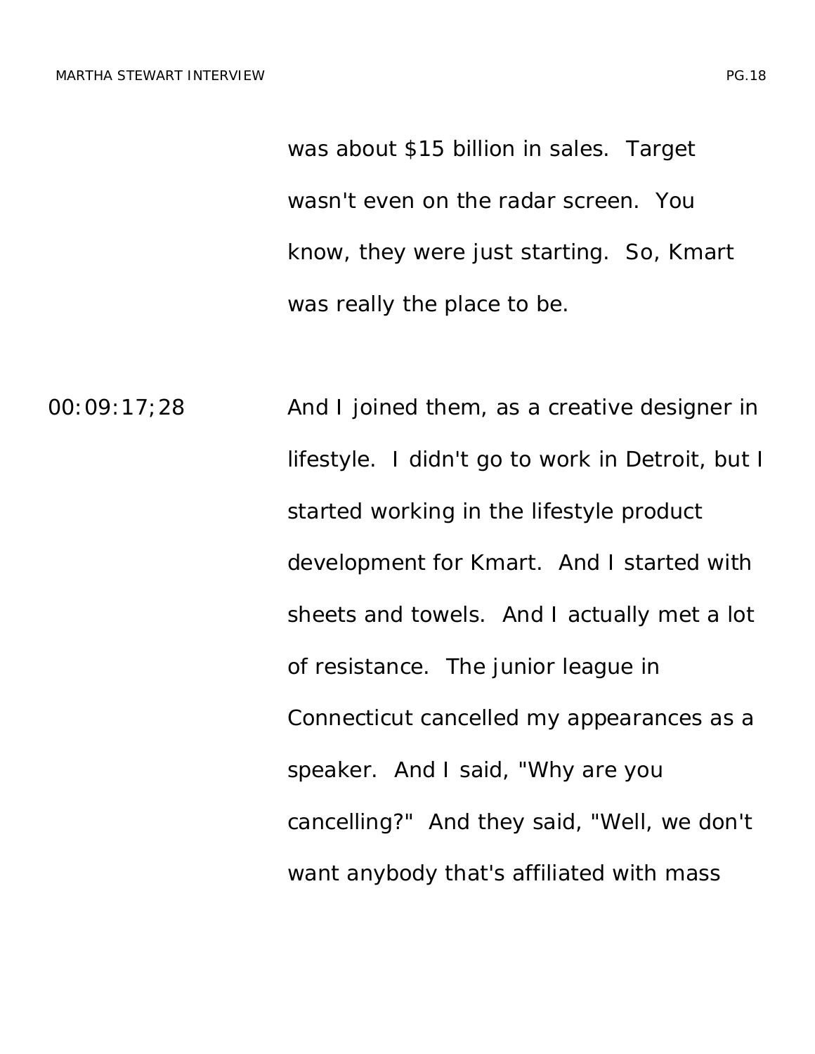was about $15 billion in sales. Target wasn't even on the radar screen. You know, they were just starting. So, Kmart was really the place to be.

00:09:17;28 And I joined them, as a creative designer in lifestyle. I didn't go to work in Detroit, but I started working in the lifestyle product development for Kmart. And I started with sheets and towels. And I actually met a lot of resistance. The junior league in Connecticut cancelled my appearances as a speaker. And I said, "Why are you cancelling?" And they said, "Well, we don't want anybody that's affiliated with mass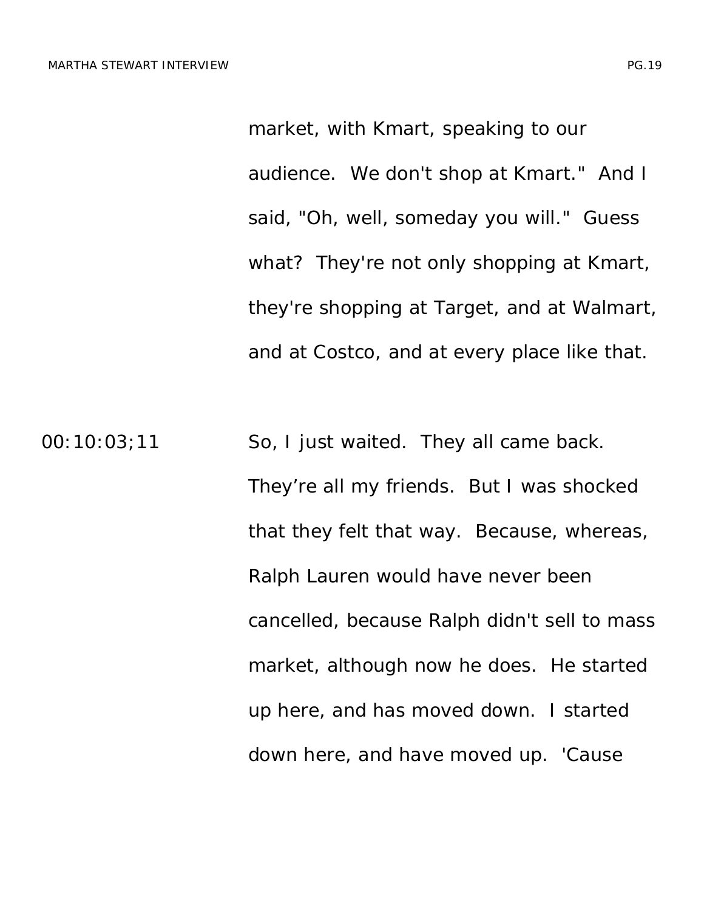market, with Kmart, speaking to our audience. We don't shop at Kmart." And I said, "Oh, well, someday you will." Guess what? They're not only shopping at Kmart, they're shopping at Target, and at Walmart, and at Costco, and at every place like that.

00:10:03;11 So, I just waited. They all came back. They're all my friends. But I was shocked that they felt that way. Because, whereas, Ralph Lauren would have never been cancelled, because Ralph didn't sell to mass market, although now he does. He started up here, and has moved down. I started down here, and have moved up. 'Cause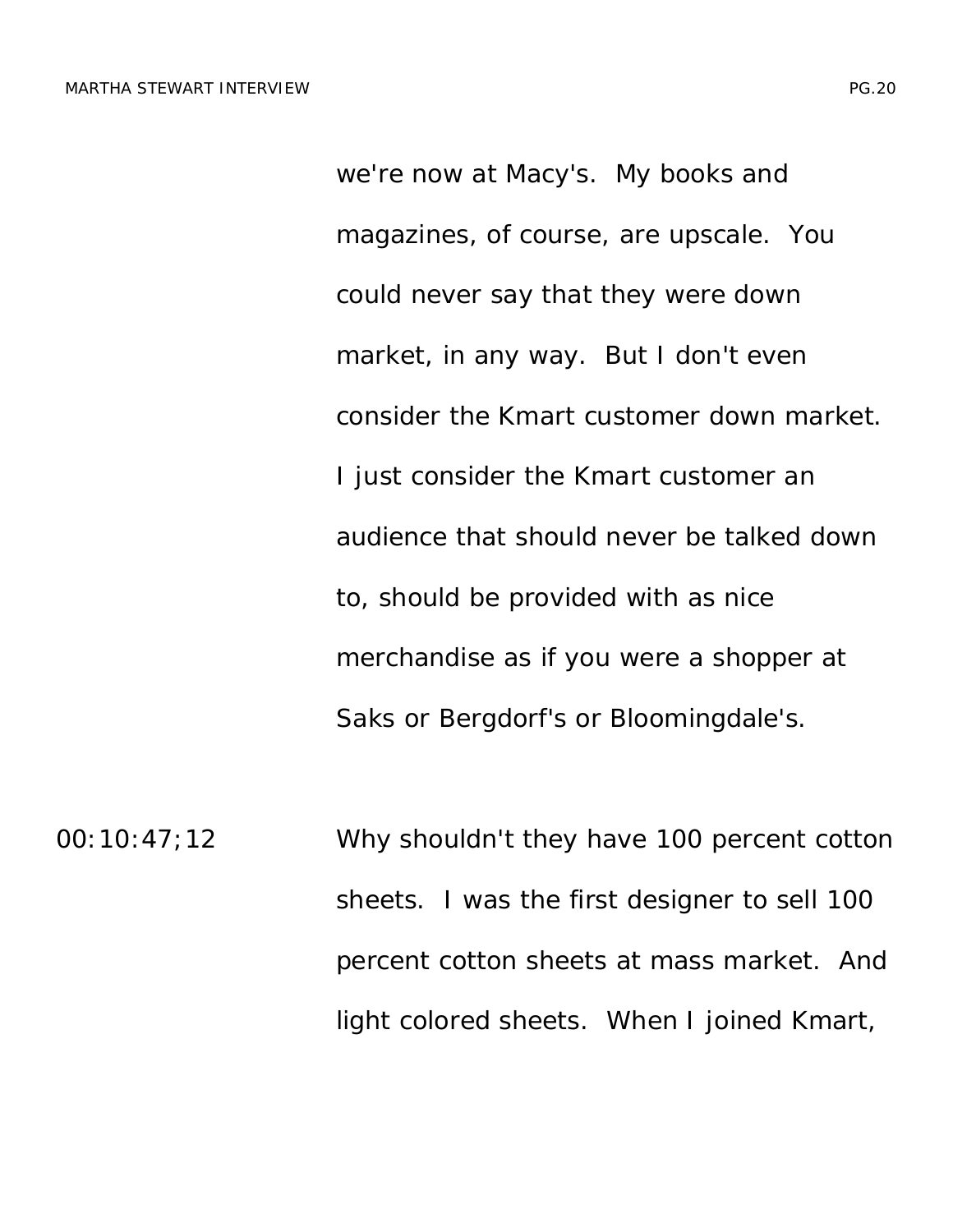we're now at Macy's. My books and magazines, of course, are upscale. You could never say that they were down market, in any way. But I don't even consider the Kmart customer down market. I just consider the Kmart customer an audience that should never be talked down to, should be provided with as nice merchandise as if you were a shopper at Saks or Bergdorf's or Bloomingdale's.

00:10:47;12 Why shouldn't they have 100 percent cotton sheets. I was the first designer to sell 100 percent cotton sheets at mass market. And light colored sheets. When I joined Kmart,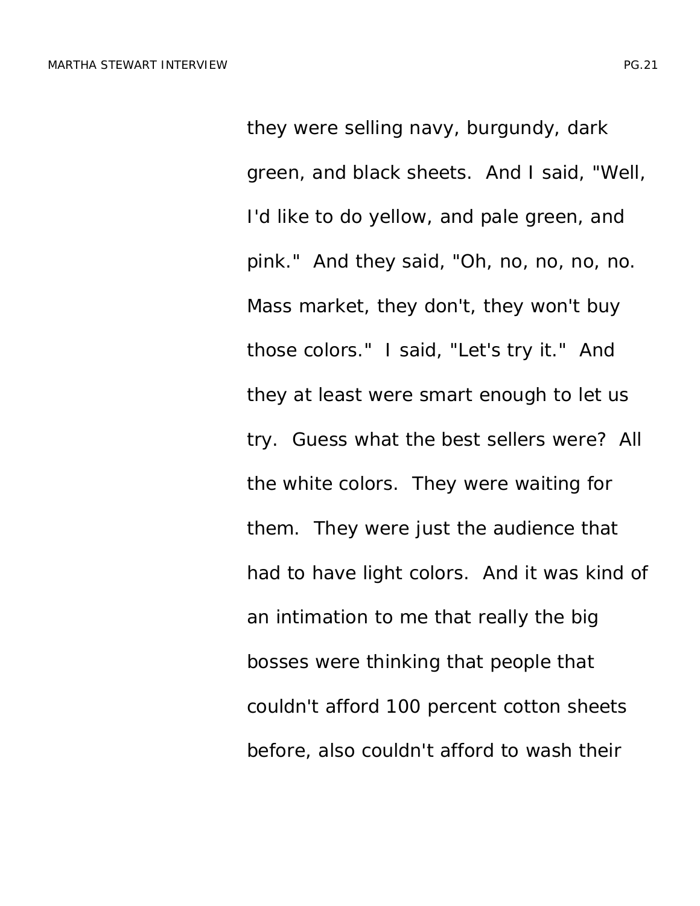they were selling navy, burgundy, dark green, and black sheets. And I said, "Well, I'd like to do yellow, and pale green, and pink." And they said, "Oh, no, no, no, no. Mass market, they don't, they won't buy those colors." I said, "Let's try it." And they at least were smart enough to let us try. Guess what the best sellers were? All the white colors. They were waiting for them. They were just the audience that had to have light colors. And it was kind of an intimation to me that really the big bosses were thinking that people that couldn't afford 100 percent cotton sheets before, also couldn't afford to wash their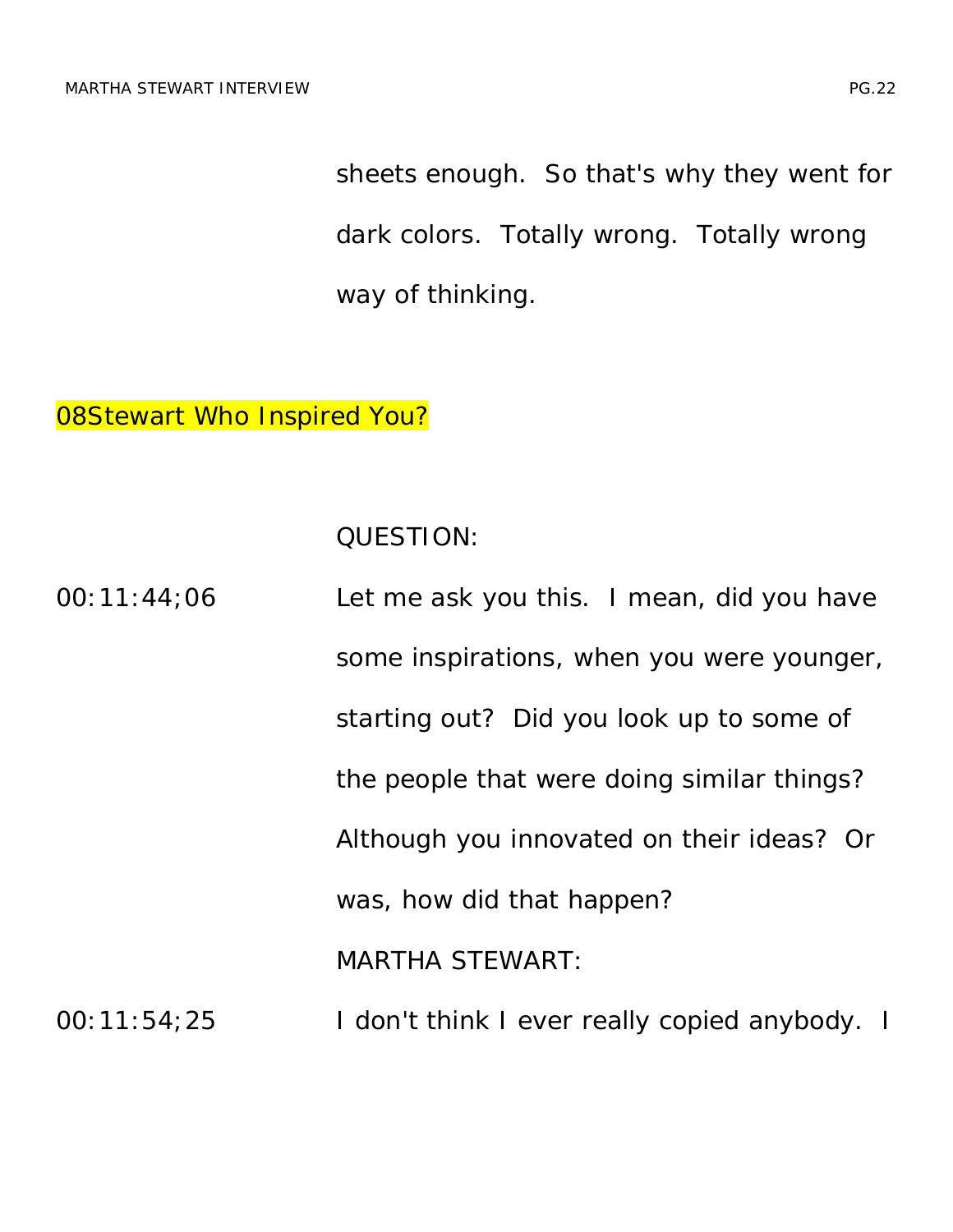sheets enough. So that's why they went for dark colors. Totally wrong. Totally wrong way of thinking.

## 08Stewart Who Inspired You?

QUESTION:

00:11:44;06 Let me ask you this. I mean, did you have some inspirations, when you were younger, starting out? Did you look up to some of the people that were doing similar things? Although you innovated on their ideas? Or was, how did that happen?

MARTHA STEWART:

00:11:54;25 I don't think I ever really copied anybody. I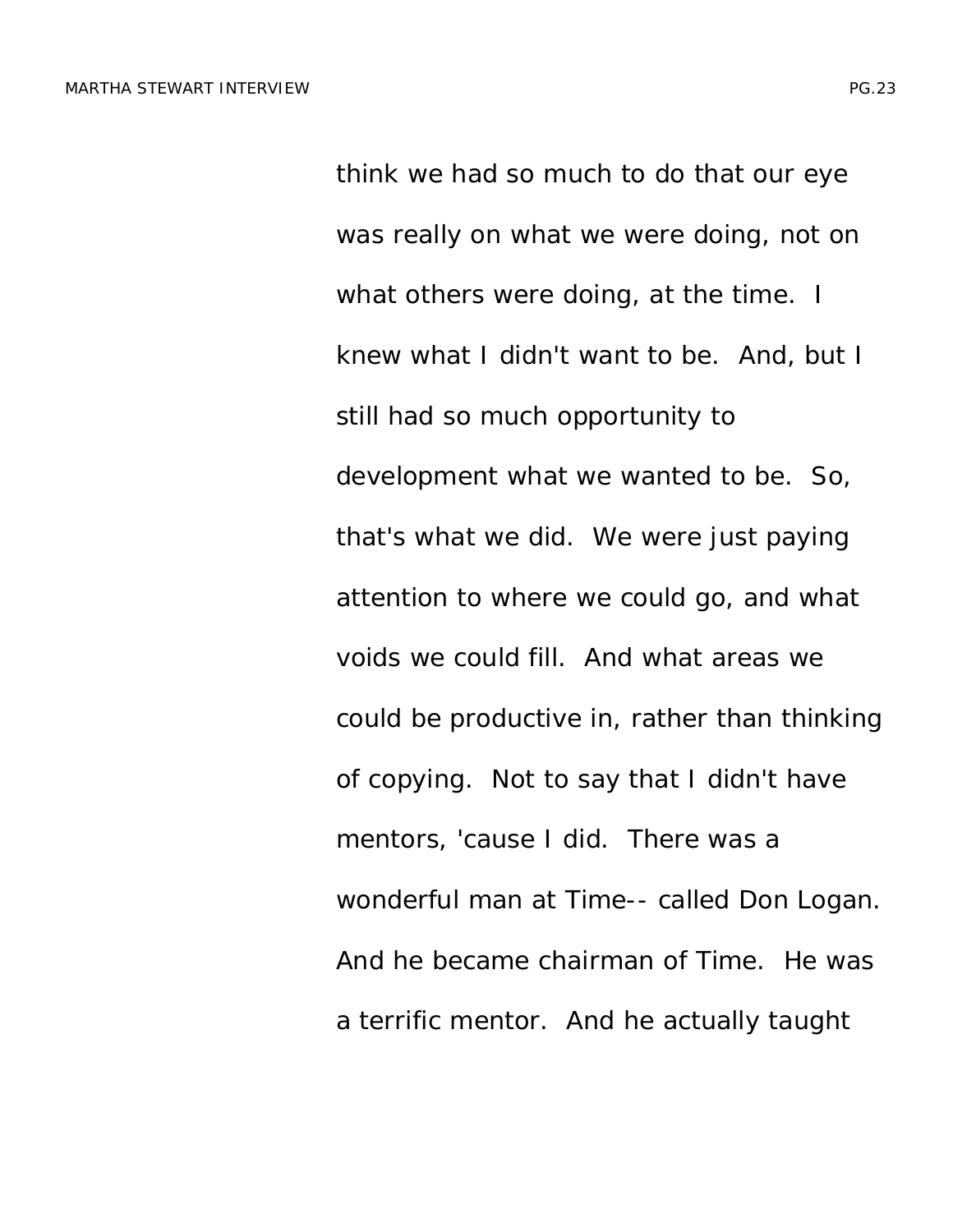think we had so much to do that our eye was really on what we were doing, not on what others were doing, at the time. I knew what I didn't want to be. And, but I still had so much opportunity to development what we wanted to be. So, that's what we did. We were just paying attention to where we could go, and what voids we could fill. And what areas we could be productive in, rather than thinking of copying. Not to say that I didn't have mentors, 'cause I did. There was a wonderful man at Time-- called Don Logan. And he became chairman of Time. He was a terrific mentor. And he actually taught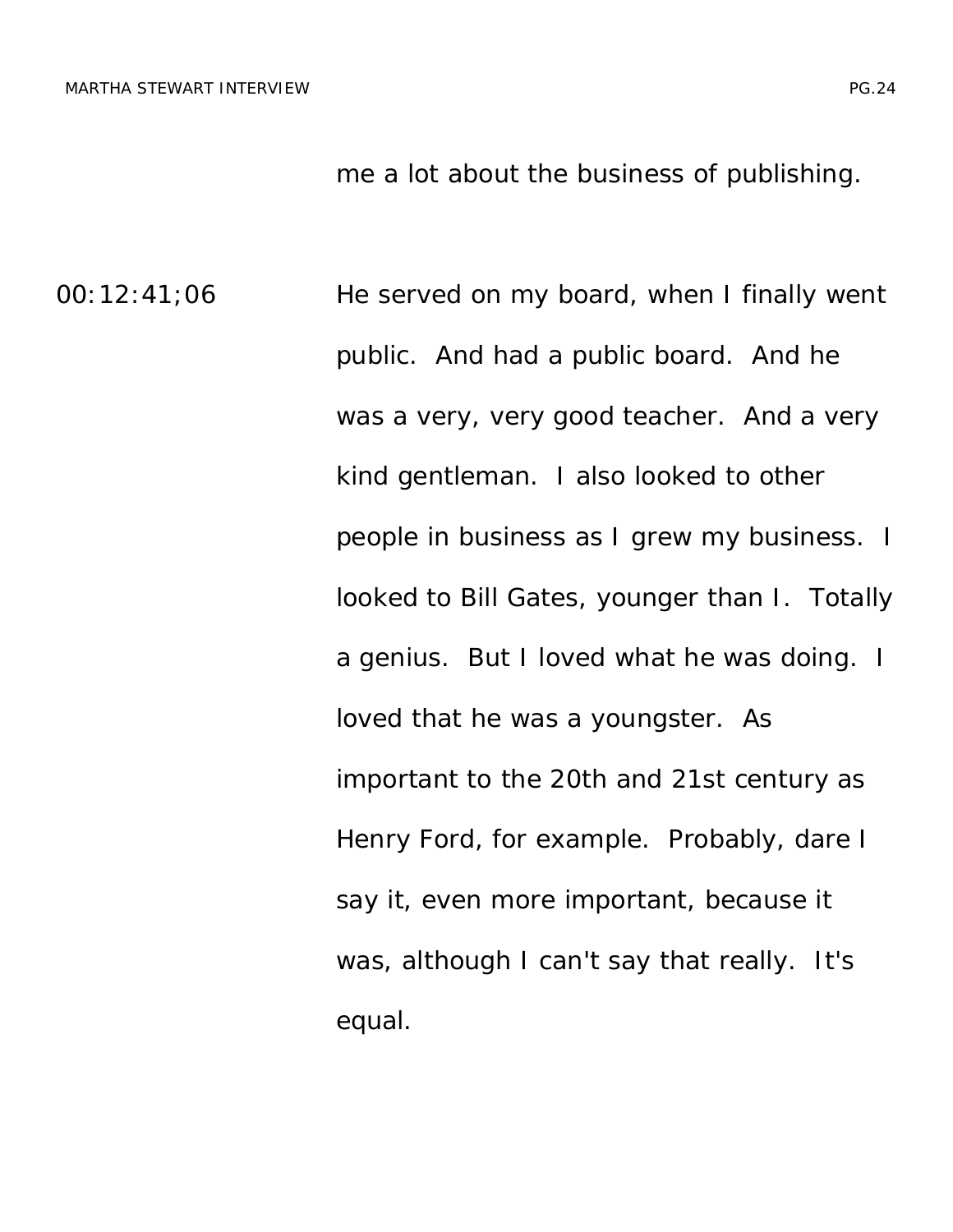me a lot about the business of publishing.

00:12:41;06 He served on my board, when I finally went public. And had a public board. And he was a very, very good teacher. And a very kind gentleman. I also looked to other people in business as I grew my business. I looked to Bill Gates, younger than I. Totally a genius. But I loved what he was doing. I loved that he was a youngster. As important to the 20th and 21st century as Henry Ford, for example. Probably, dare I say it, even more important, because it was, although I can't say that really. It's equal.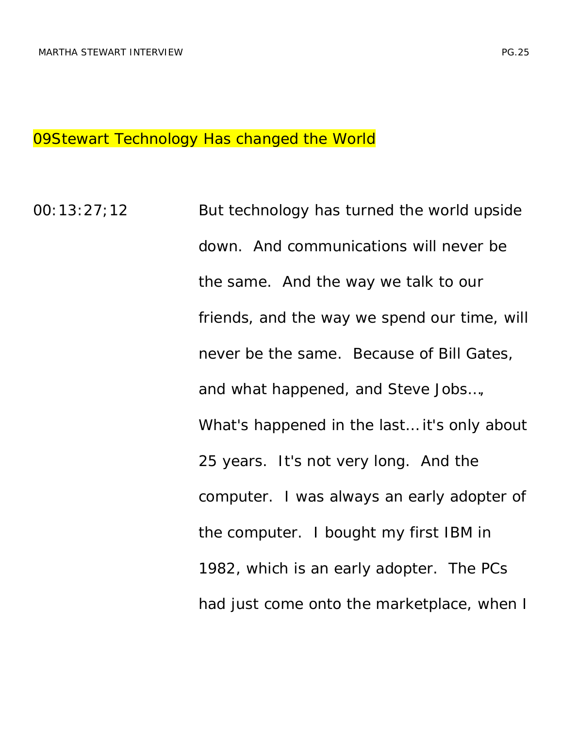09Stewart Technology Has changed the World

00:13:27;12 But technology has turned the world upside down. And communications will never be the same. And the way we talk to our friends, and the way we spend our time, will never be the same. Because of Bill Gates, and what happened, and Steve Jobs…, What's happened in the last… it's only about 25 years. It's not very long. And the computer. I was always an early adopter of the computer. I bought my first IBM in 1982, which is an early adopter. The PCs had just come onto the marketplace, when I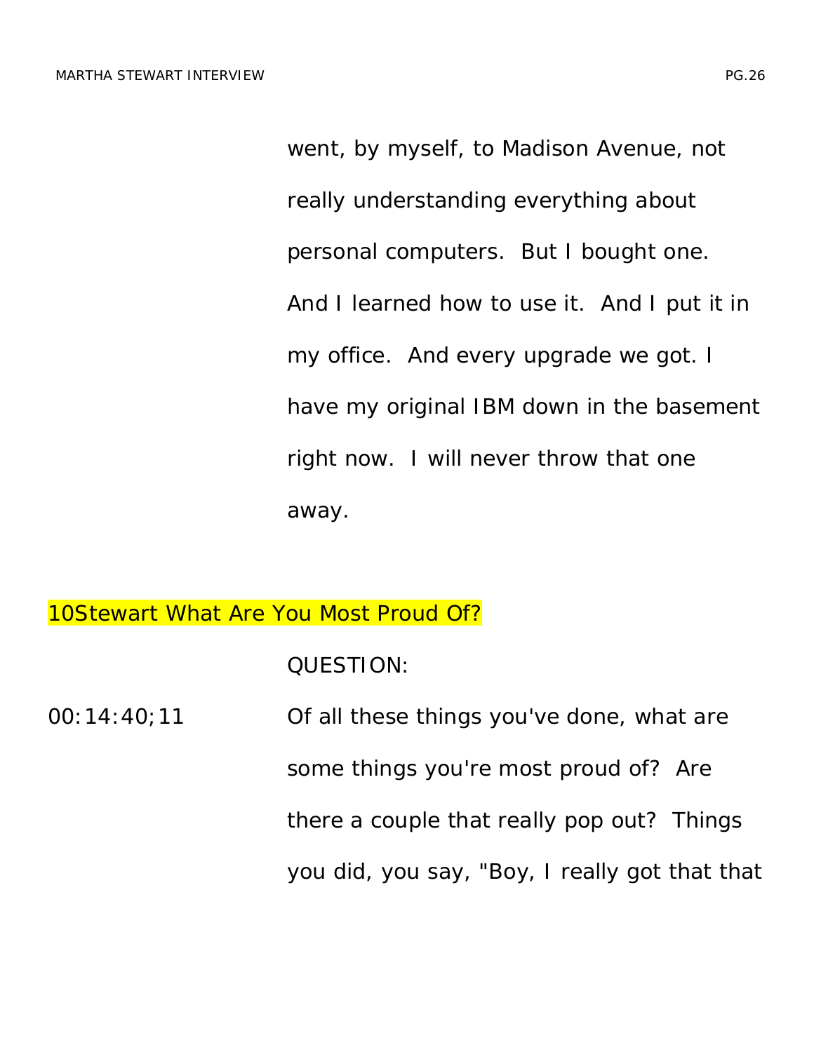went, by myself, to Madison Avenue, not really understanding everything about personal computers. But I bought one. And I learned how to use it. And I put it in my office. And every upgrade we got. I have my original IBM down in the basement right now. I will never throw that one away.

## 10Stewart What Are You Most Proud Of?

QUESTION:

00:14:40;11 Of all these things you've done, what are some things you're most proud of? Are there a couple that really pop out? Things you did, you say, "Boy, I really got that that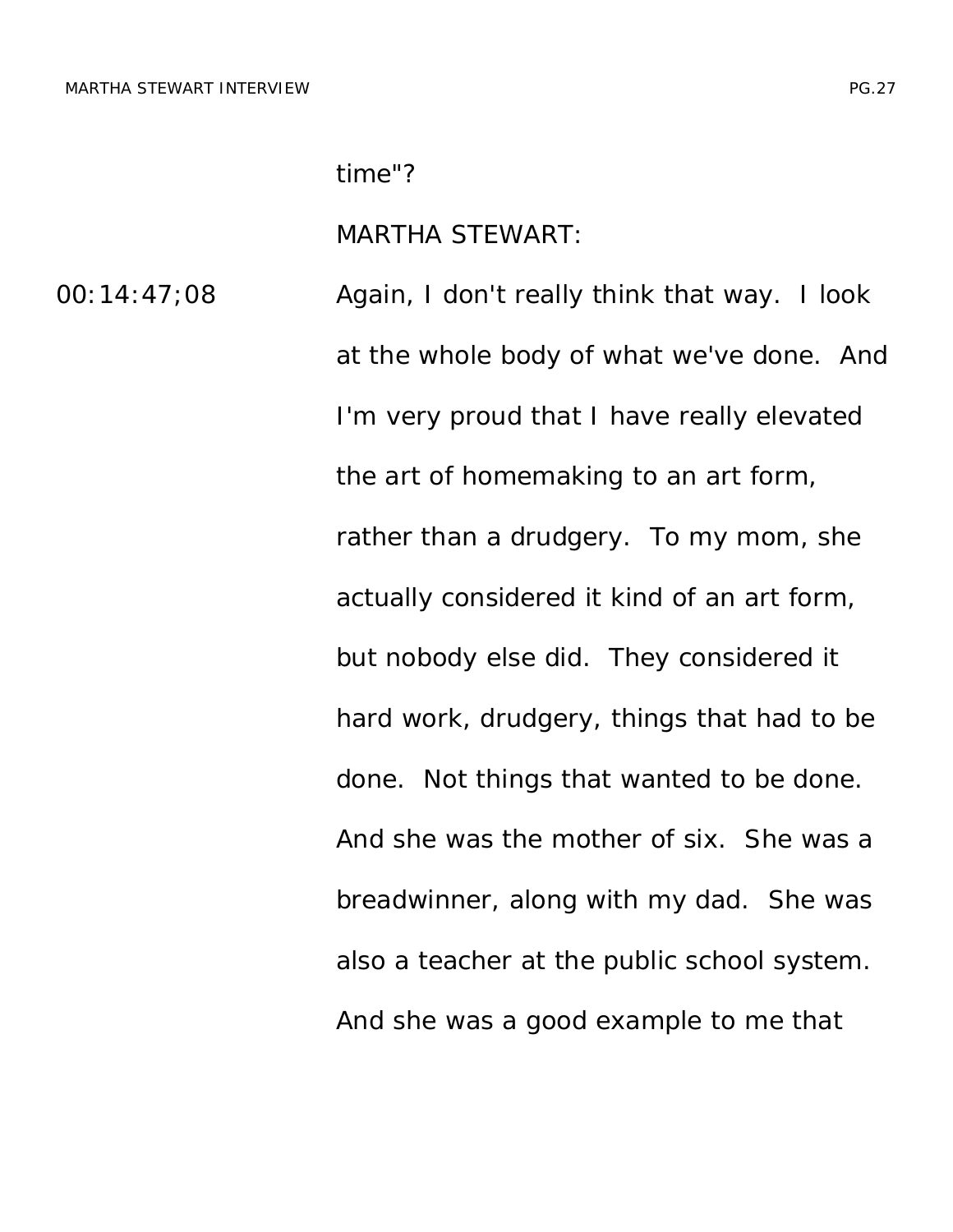time"?

MARTHA STEWART:

00:14:47;08 Again, I don't really think that way. I look at the whole body of what we've done. And I'm very proud that I have really elevated the art of homemaking to an art form, rather than a drudgery. To my mom, she actually considered it kind of an art form, but nobody else did. They considered it hard work, drudgery, things that had to be done. Not things that wanted to be done. And she was the mother of six. She was a breadwinner, along with my dad. She was also a teacher at the public school system. And she was a good example to me that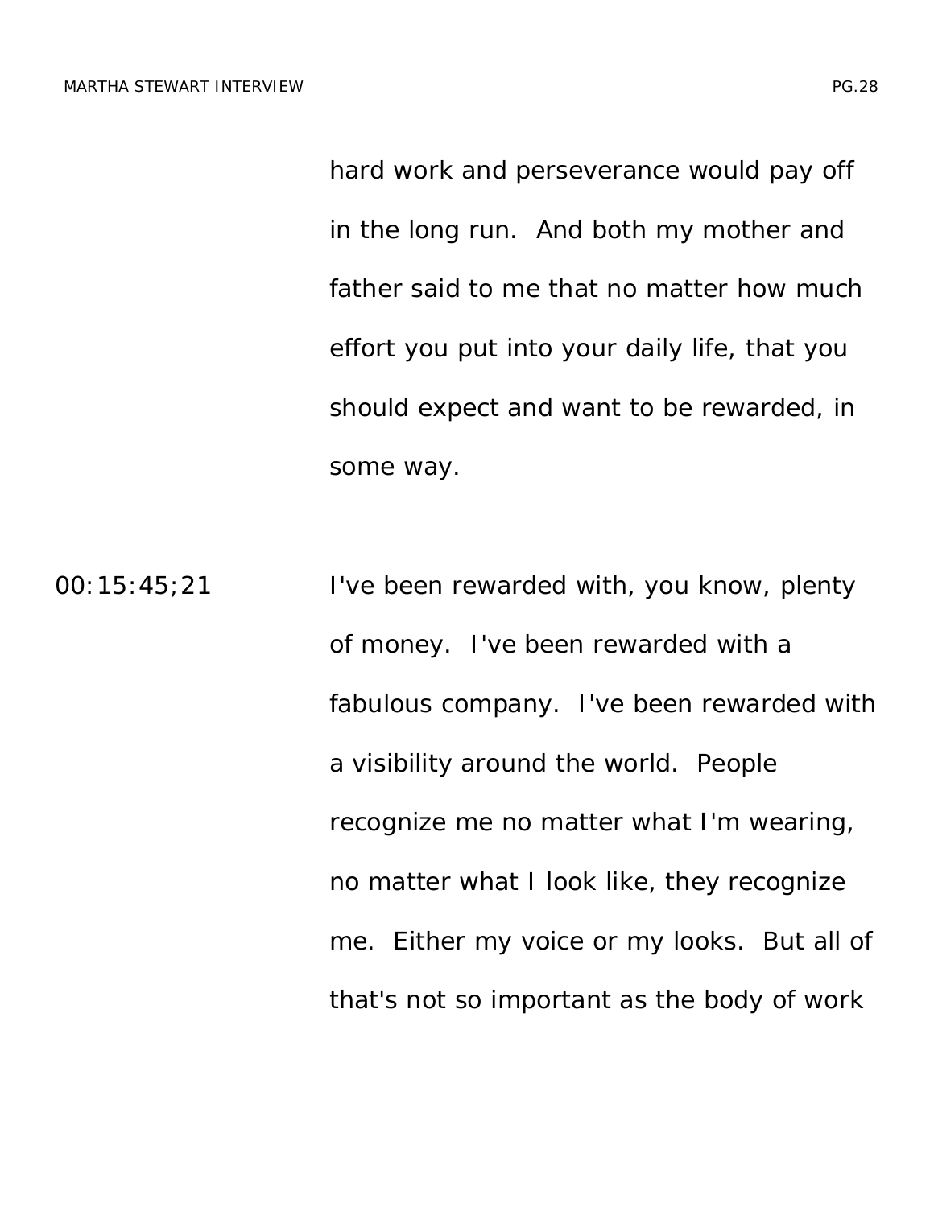hard work and perseverance would pay off in the long run. And both my mother and father said to me that no matter how much effort you put into your daily life, that you should expect and want to be rewarded, in some way.

00:15:45;21 I've been rewarded with, you know, plenty of money. I've been rewarded with a fabulous company. I've been rewarded with a visibility around the world. People recognize me no matter what I'm wearing, no matter what I look like, they recognize me. Either my voice or my looks. But all of that's not so important as the body of work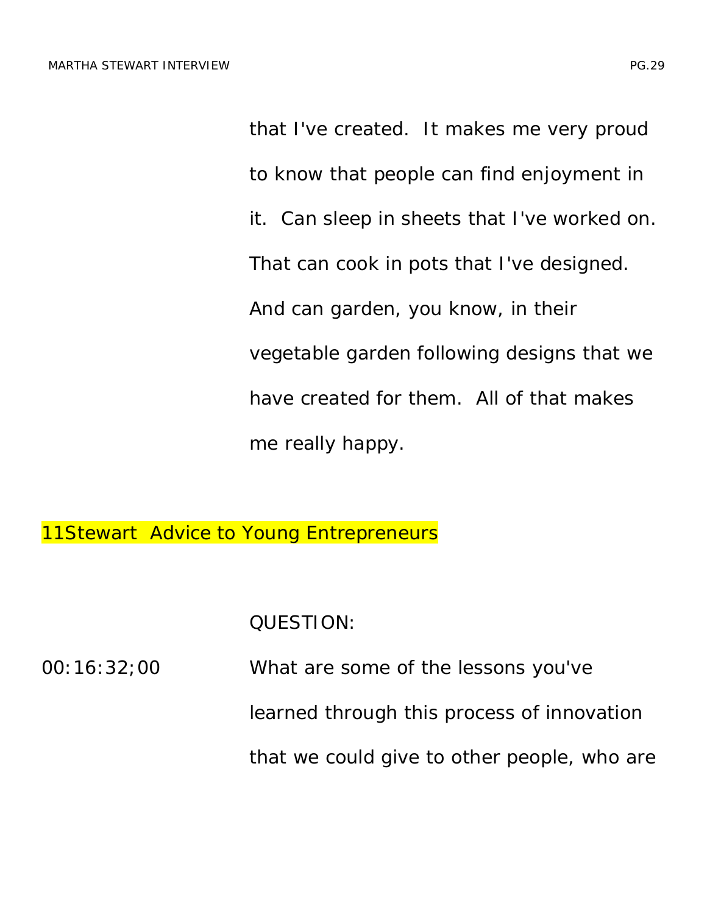that I've created. It makes me very proud to know that people can find enjoyment in it. Can sleep in sheets that I've worked on. That can cook in pots that I've designed. And can garden, you know, in their vegetable garden following designs that we have created for them. All of that makes me really happy.

## 11Stewart Advice to Young Entrepreneurs

QUESTION:

00:16:32;00 What are some of the lessons you've learned through this process of innovation that we could give to other people, who are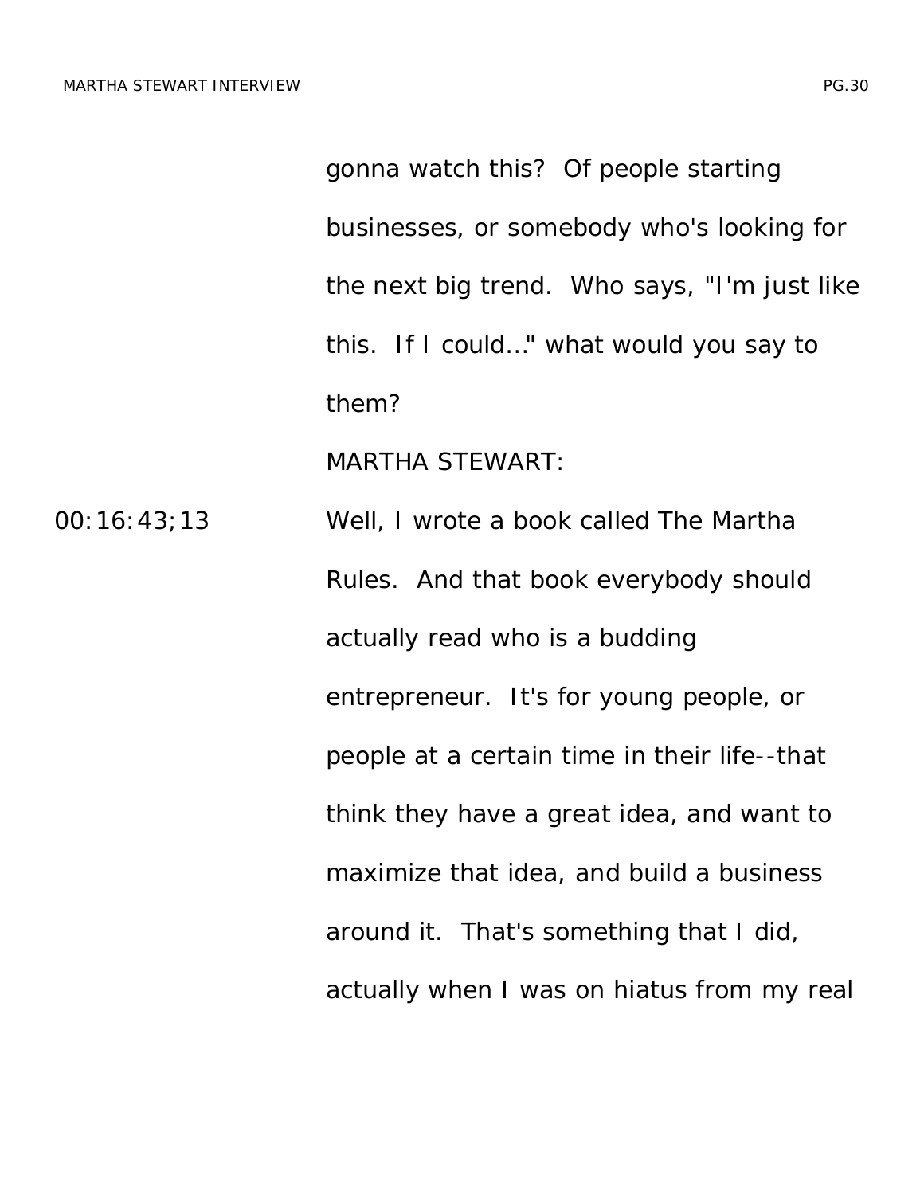gonna watch this? Of people starting businesses, or somebody who's looking for the next big trend. Who says, "I'm just like this. If I could..." what would you say to them?

MARTHA STEWART:

00:16:43;13 Well, I wrote a book called The Martha Rules. And that book everybody should actually read who is a budding entrepreneur. It's for young people, or people at a certain time in their life--that think they have a great idea, and want to maximize that idea, and build a business around it. That's something that I did, actually when I was on hiatus from my real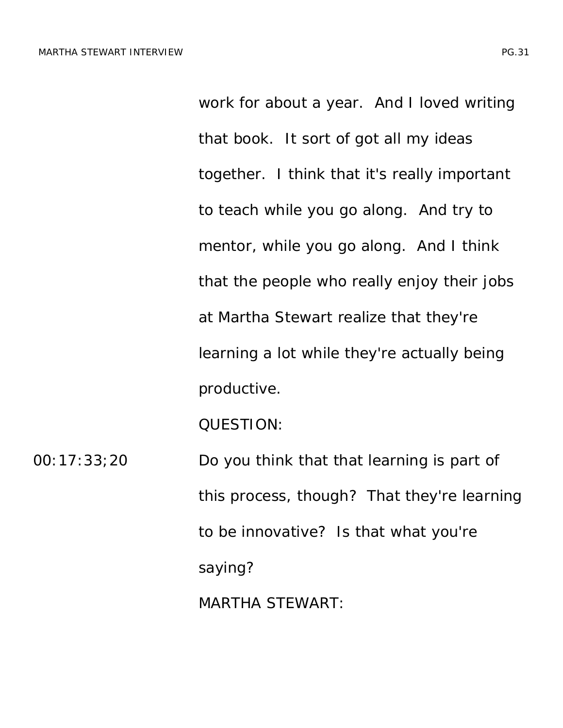work for about a year. And I loved writing that book. It sort of got all my ideas together. I think that it's really important to teach while you go along. And try to mentor, while you go along. And I think that the people who really enjoy their jobs at Martha Stewart realize that they're learning a lot while they're actually being productive.

QUESTION:

00:17:33;20 Do you think that that learning is part of this process, though? That they're learning to be innovative? Is that what you're saying?

MARTHA STEWART: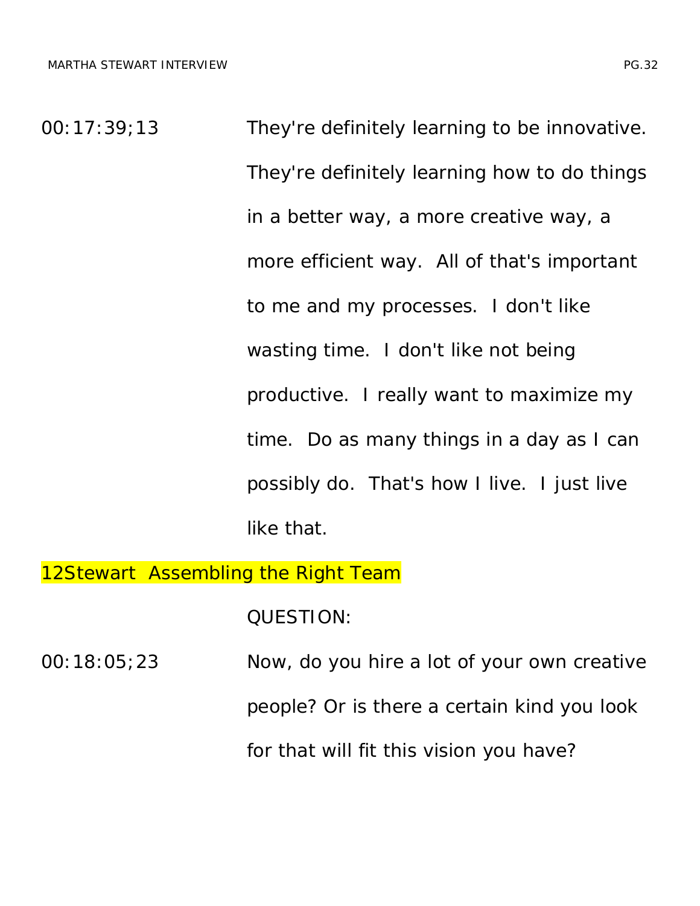00:17:39;13 They're definitely learning to be innovative. They're definitely learning how to do things in a better way, a more creative way, a more efficient way. All of that's important to me and my processes. I don't like wasting time. I don't like not being productive. I really want to maximize my time. Do as many things in a day as I can possibly do. That's how I live. I just live like that.

## 12Stewart Assembling the Right Team

QUESTION:

00:18:05;23 Now, do you hire a lot of your own creative people? Or is there a certain kind you look for that will fit this vision you have?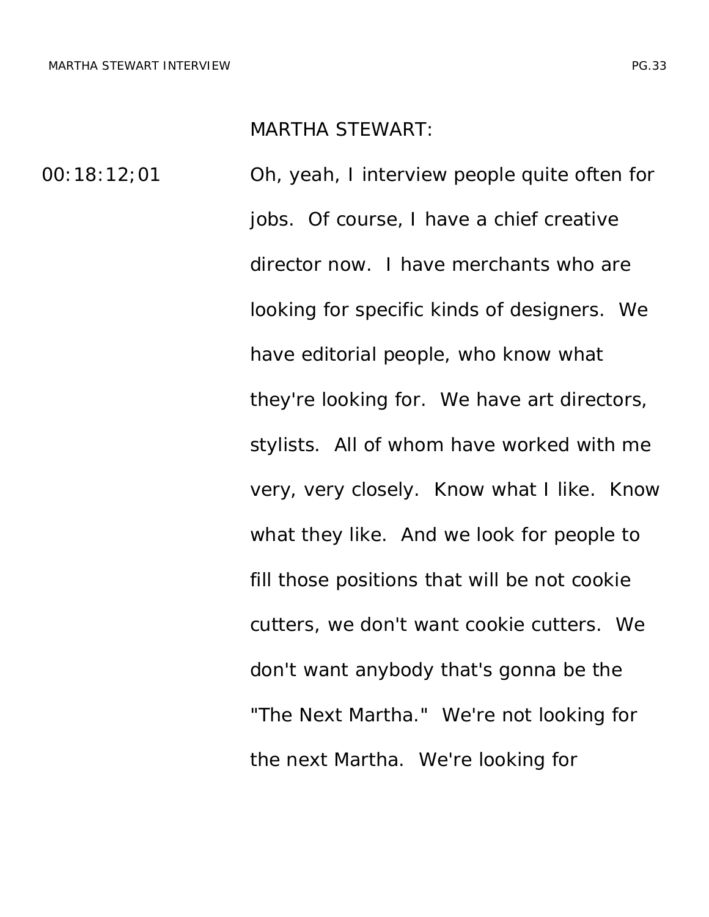MARTHA STEWART:

00:18:12;01 Oh, yeah, I interview people quite often for jobs. Of course, I have a chief creative director now. I have merchants who are looking for specific kinds of designers. We have editorial people, who know what they're looking for. We have art directors, stylists. All of whom have worked with me very, very closely. Know what I like. Know what they like. And we look for people to fill those positions that will be not cookie cutters, we don't want cookie cutters. We don't want anybody that's gonna be the "The Next Martha." We're not looking for the next Martha. We're looking for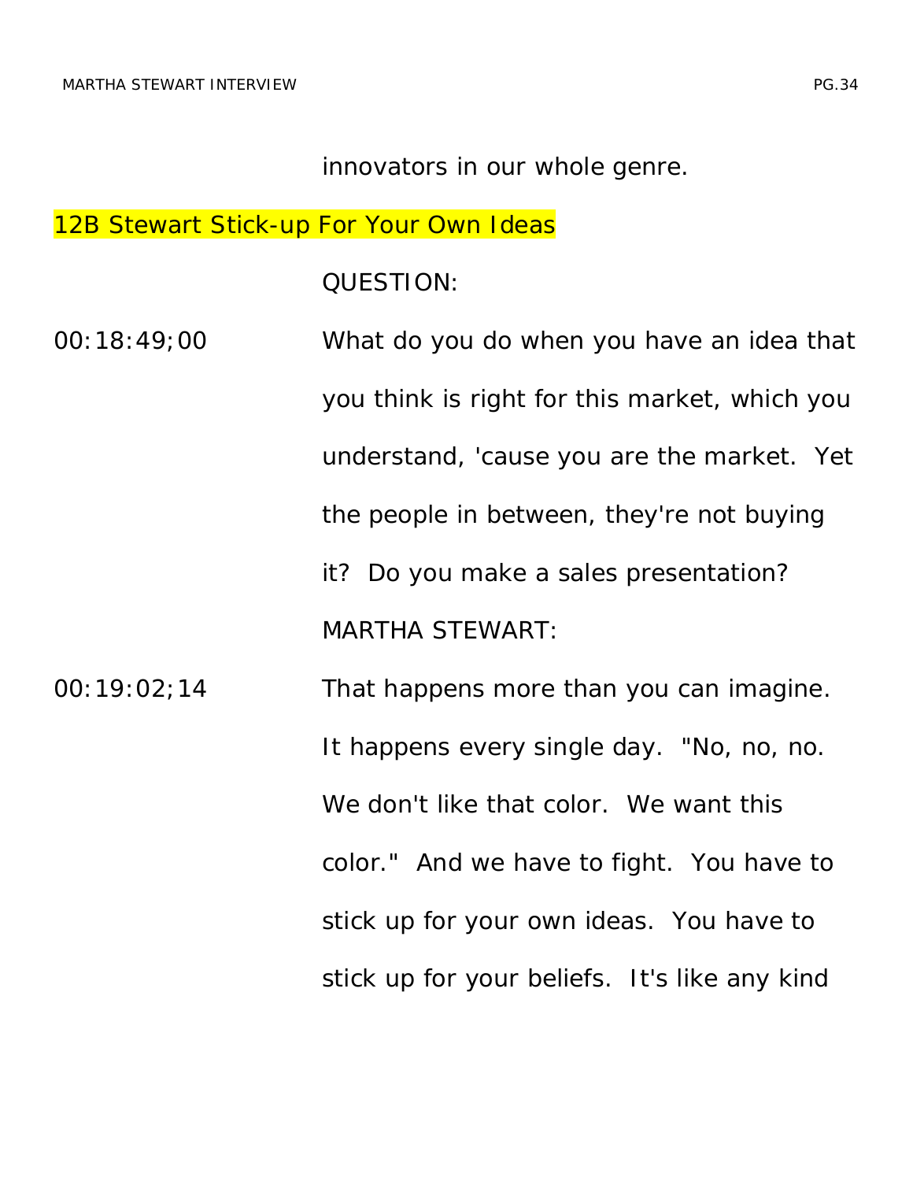innovators in our whole genre.

## 12B Stewart Stick-up For Your Own Ideas

QUESTION:

00:18:49;00 What do you do when you have an idea that you think is right for this market, which you understand, 'cause you are the market. Yet the people in between, they're not buying it? Do you make a sales presentation?

MARTHA STEWART:

00:19:02;14 That happens more than you can imagine. It happens every single day. "No, no, no. We don't like that color. We want this color." And we have to fight. You have to stick up for your own ideas. You have to stick up for your beliefs. It's like any kind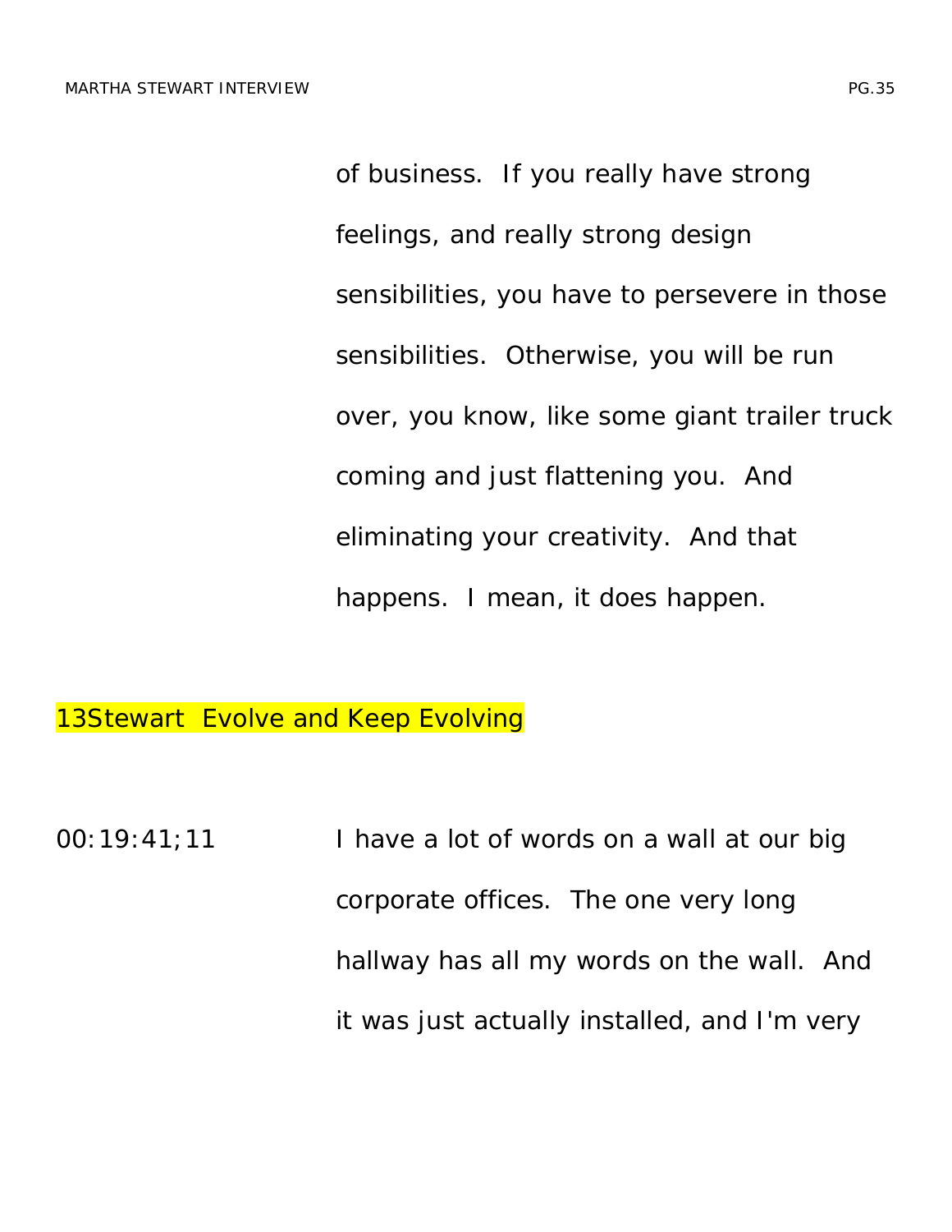of business. If you really have strong feelings, and really strong design sensibilities, you have to persevere in those sensibilities. Otherwise, you will be run over, you know, like some giant trailer truck coming and just flattening you. And eliminating your creativity. And that happens. I mean, it does happen.

## 13Stewart Evolve and Keep Evolving

00:19:41;11 I have a lot of words on a wall at our big corporate offices. The one very long hallway has all my words on the wall. And it was just actually installed, and I'm very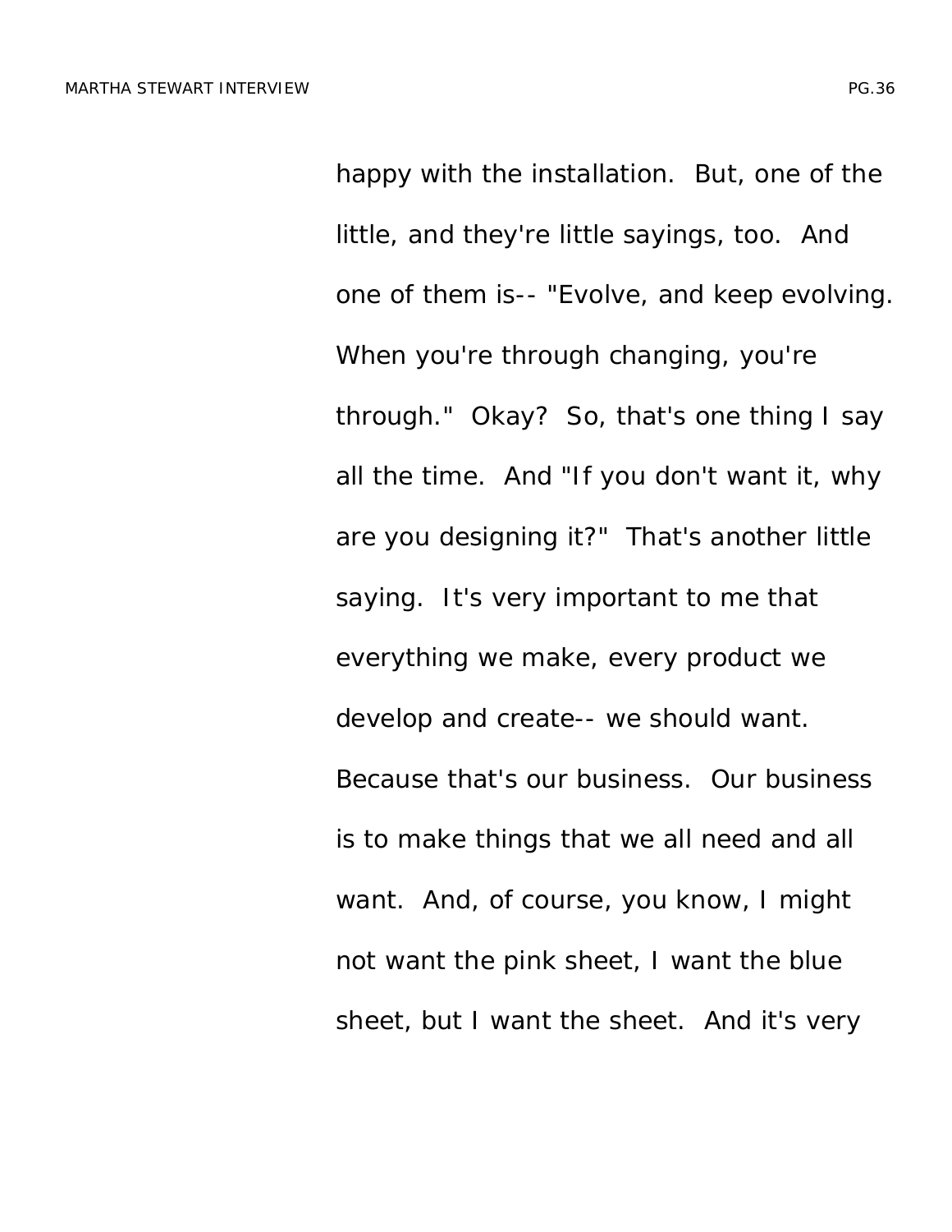happy with the installation. But, one of the little, and they're little sayings, too. And one of them is-- "Evolve, and keep evolving. When you're through changing, you're through." Okay? So, that's one thing I say all the time. And "If you don't want it, why are you designing it?" That's another little saying. It's very important to me that everything we make, every product we develop and create-- we should want. Because that's our business. Our business is to make things that we all need and all want. And, of course, you know, I might not want the pink sheet, I want the blue sheet, but I want the sheet. And it's very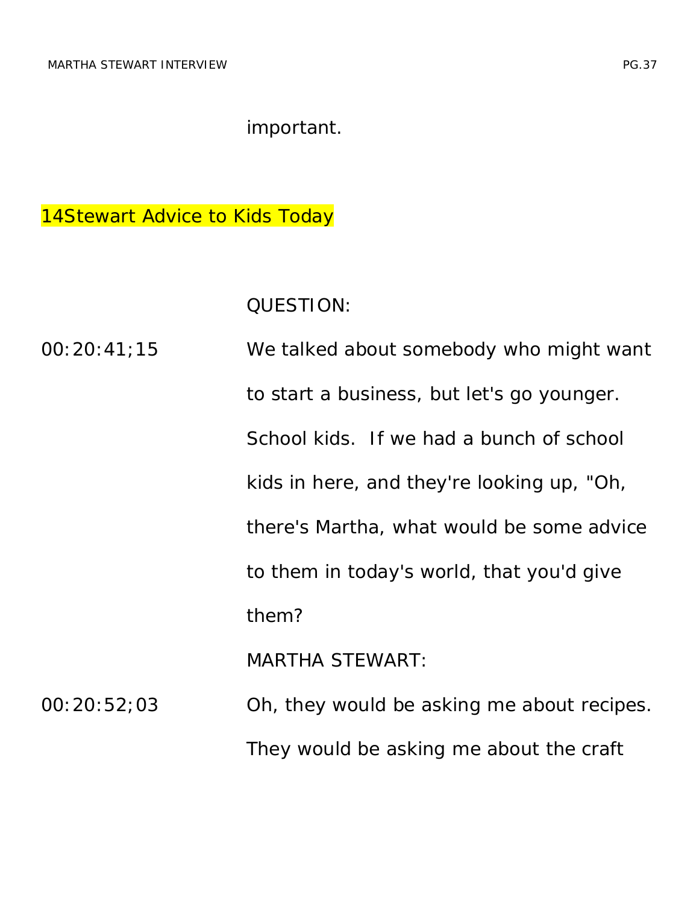important.

14Stewart Advice to Kids Today

QUESTION:

00:20:41;15 We talked about somebody who might want to start a business, but let's go younger. School kids. If we had a bunch of school kids in here, and they're looking up, "Oh, there's Martha, what would be some advice to them in today's world, that you'd give them?

MARTHA STEWART:

00:20:52;03 Oh, they would be asking me about recipes. They would be asking me about the craft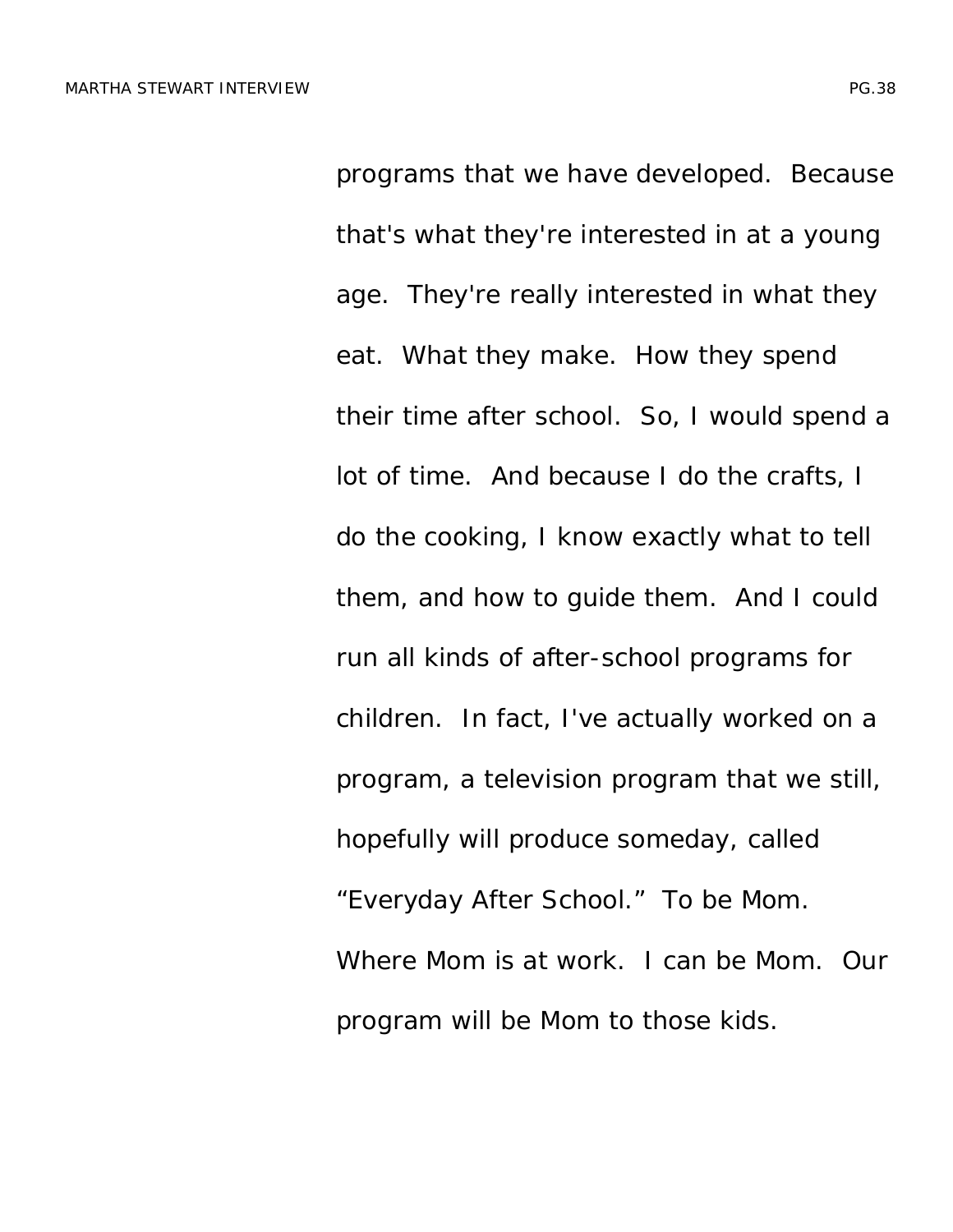programs that we have developed. Because that's what they're interested in at a young age. They're really interested in what they eat. What they make. How they spend their time after school. So, I would spend a lot of time. And because I do the crafts, I do the cooking, I know exactly what to tell them, and how to guide them. And I could run all kinds of after-school programs for children. In fact, I've actually worked on a program, a television program that we still, hopefully will produce someday, called "Everyday After School." To be Mom. Where Mom is at work. I can be Mom. Our program will be Mom to those kids.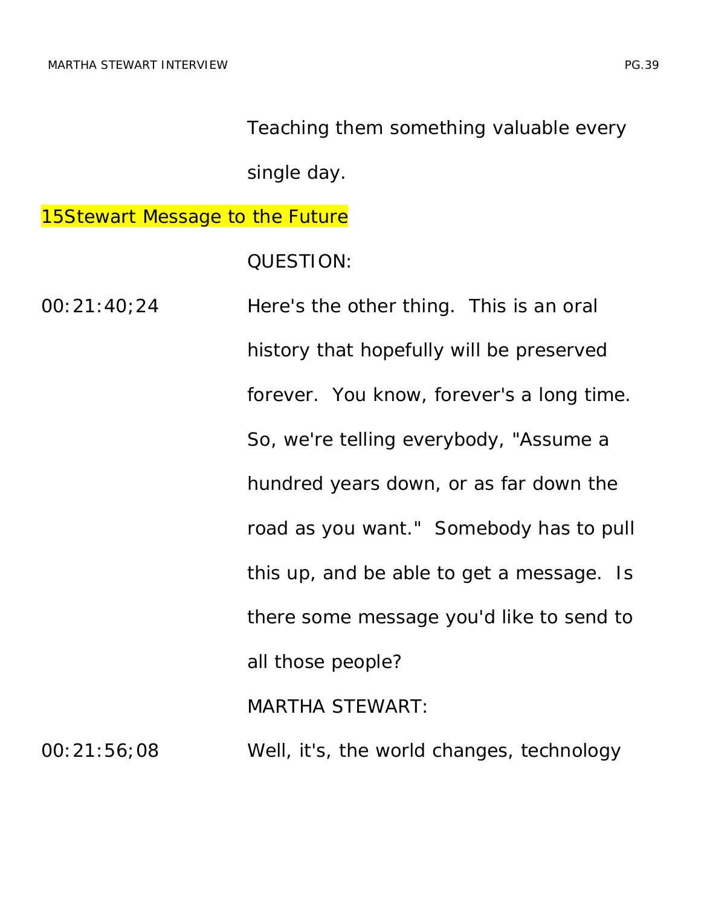Teaching them something valuable every single day.

15Stewart Message to the Future

QUESTION:

00:21:40;24 Here's the other thing. This is an oral history that hopefully will be preserved forever. You know, forever's a long time. So, we're telling everybody, "Assume a hundred years down, or as far down the road as you want." Somebody has to pull this up, and be able to get a message. Is there some message you'd like to send to all those people?

MARTHA STEWART:

00:21:56;08 Well, it's, the world changes, technology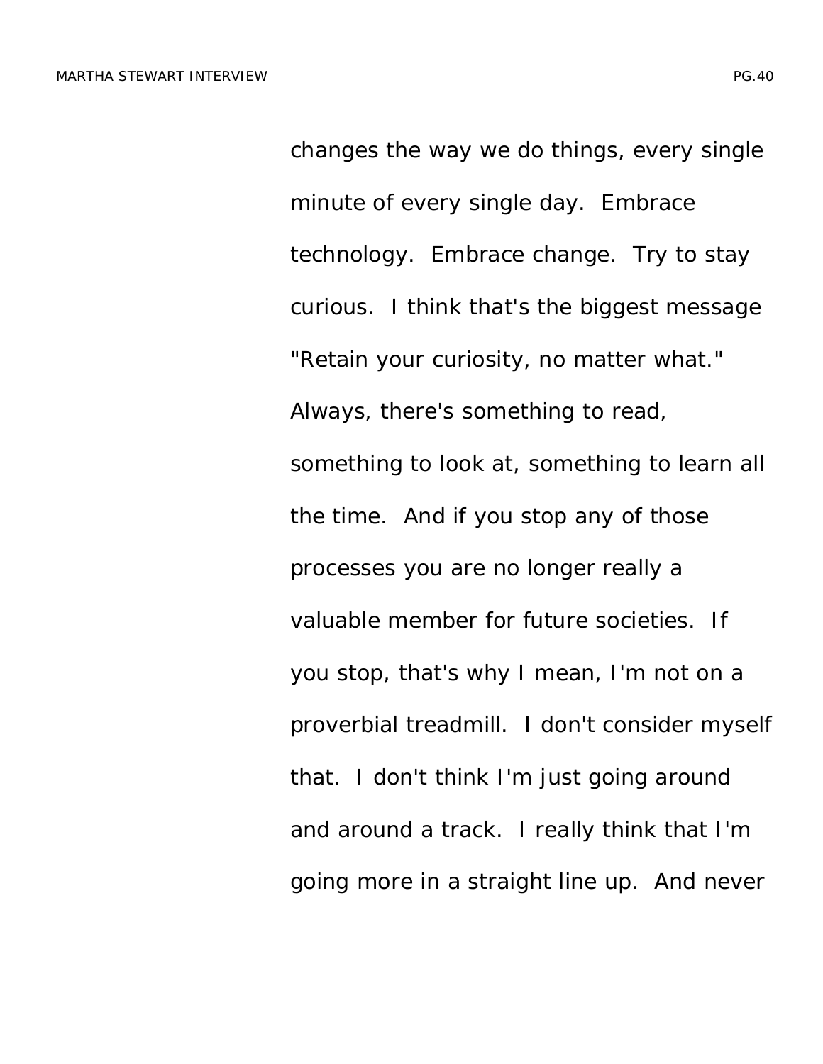changes the way we do things, every single minute of every single day. Embrace technology. Embrace change. Try to stay curious. I think that's the biggest message "Retain your curiosity, no matter what." Always, there's something to read, something to look at, something to learn all the time. And if you stop any of those processes you are no longer really a valuable member for future societies. If you stop, that's why I mean, I'm not on a proverbial treadmill. I don't consider myself that. I don't think I'm just going around and around a track. I really think that I'm going more in a straight line up. And never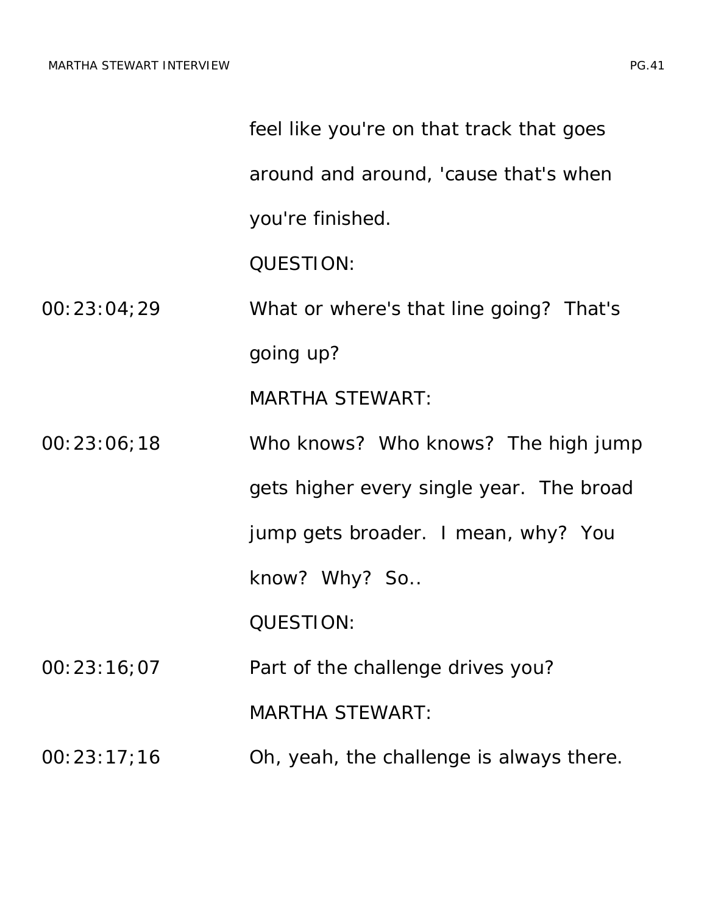feel like you're on that track that goes around and around, 'cause that's when you're finished.

QUESTION:

00:23:04;29 What or where's that line going? That's going up?

MARTHA STEWART:

00:23:06;18 Who knows? Who knows? The high jump gets higher every single year. The broad jump gets broader. I mean, why? You know? Why? So..

QUESTION:

00:23:16;07 Part of the challenge drives you?

MARTHA STEWART:

00:23:17;16 Oh, yeah, the challenge is always there.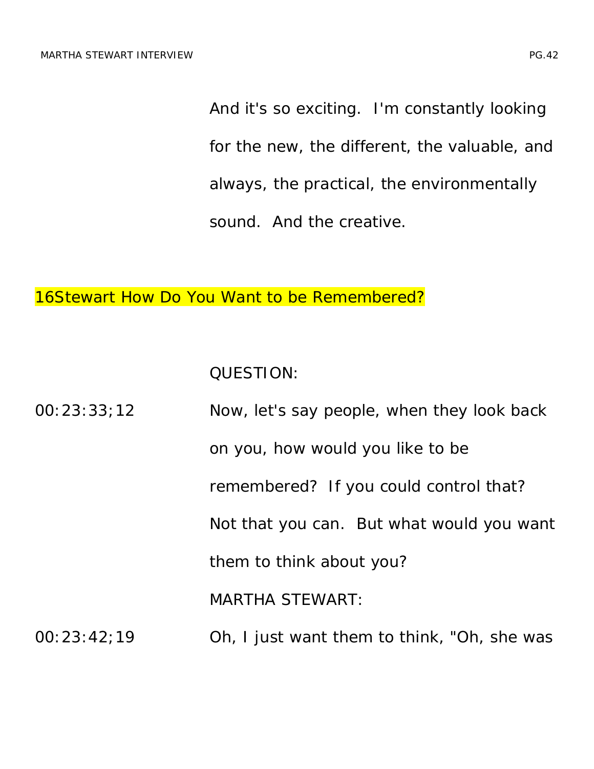And it's so exciting. I'm constantly looking for the new, the different, the valuable, and always, the practical, the environmentally sound. And the creative.

## 16Stewart How Do You Want to be Remembered?

QUESTION:

00:23:33;12 Now, let's say people, when they look back on you, how would you like to be remembered? If you could control that? Not that you can. But what would you want them to think about you?

MARTHA STEWART:

00:23:42;19 Oh, I just want them to think, "Oh, she was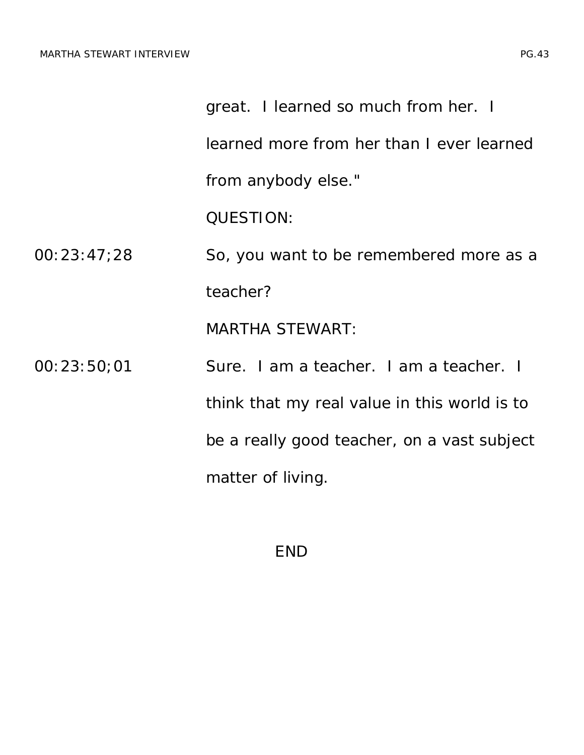great. I learned so much from her. I learned more from her than I ever learned from anybody else."

QUESTION:

00:23:47;28 So, you want to be remembered more as a teacher?

MARTHA STEWART:

00:23:50;01 Sure. I am a teacher. I am a teacher. I think that my real value in this world is to be a really good teacher, on a vast subject matter of living.

END